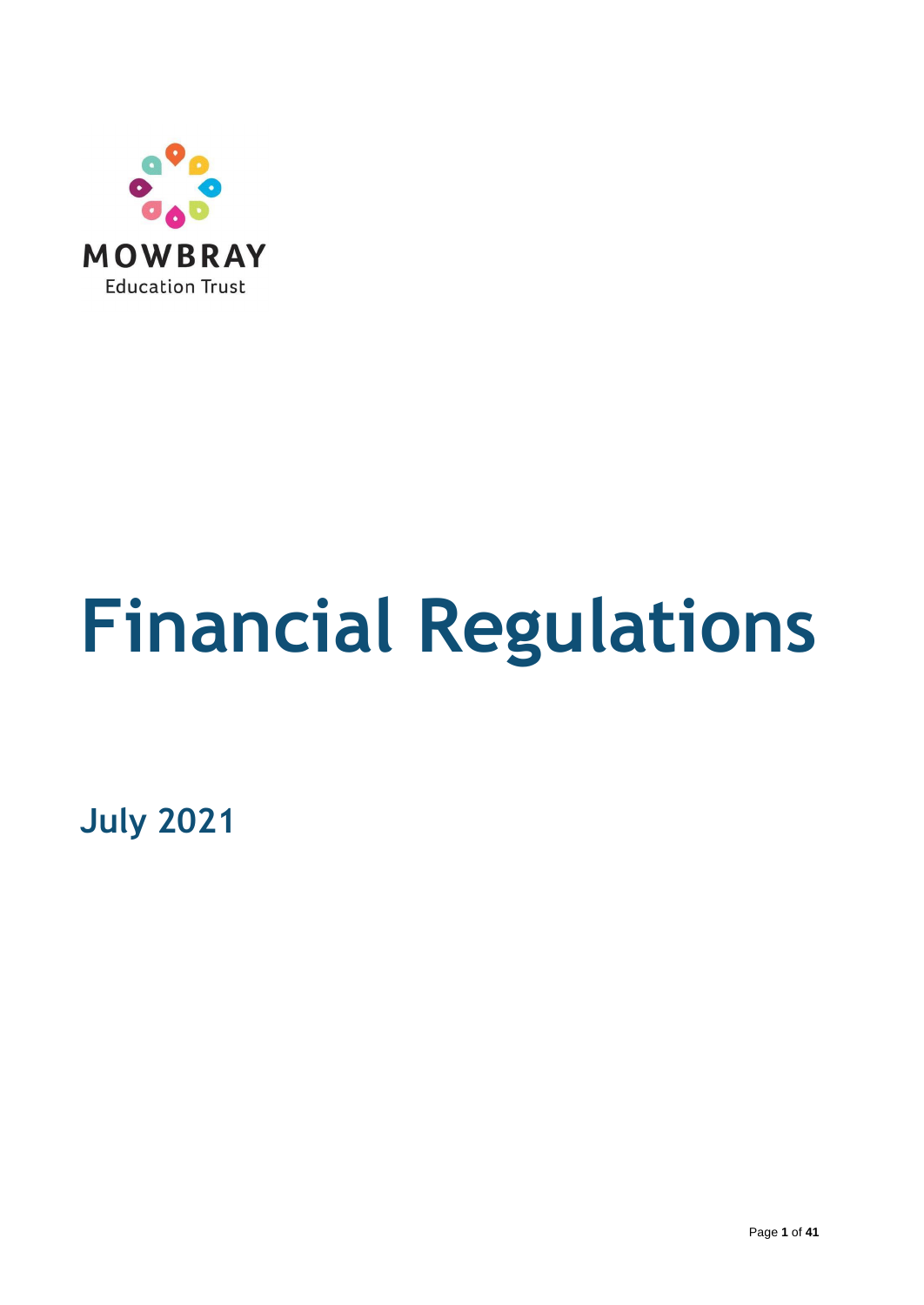MOWBRAY

Education Trust

# Financial Regulations

**July 2021**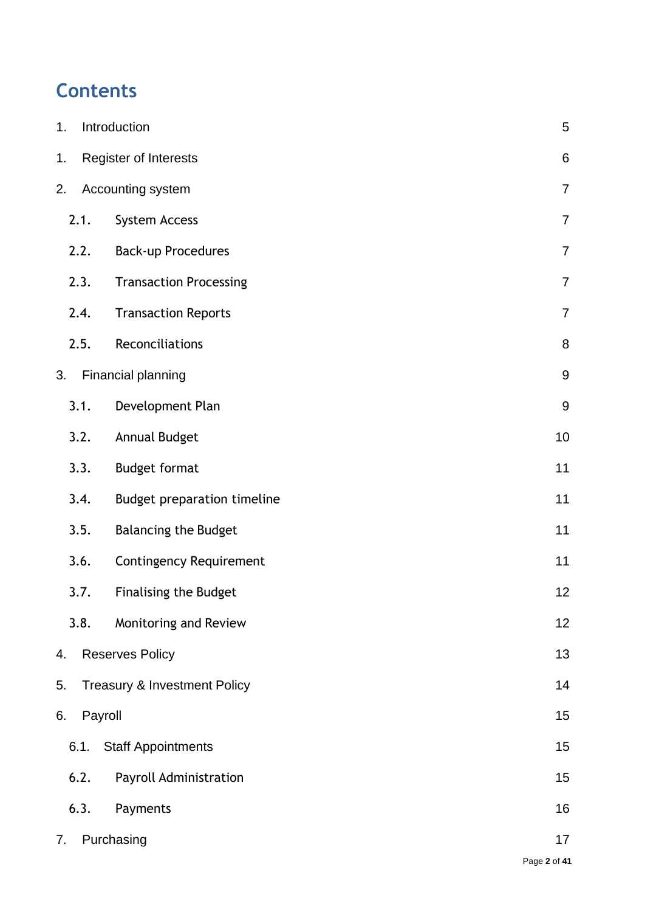# Contents

| | | |
|---|---|---|
| 1. | Introduction | 5 |
| 1. | Register of Interests | 6 |
| 2. | Accounting system | 7 |
| 2.1. | System Access | 7 |
| 2.2. | Back-up Procedures | 7 |
| 2.3. | Transaction Processing | 7 |
| 2.4. | Transaction Reports | 7 |
| 2.5. | Reconciliations | 8 |
| 3. | Financial planning | 9 |
| 3.1. | Development Plan | 9 |
| 3.2. | Annual Budget | 10 |
| 3.3. | Budget format | 11 |
| 3.4. | Budget preparation timeline | 11 |
| 3.5. | Balancing the Budget | 11 |
| 3.6. | Contingency Requirement | 11 |
| 3.7. | Finalising the Budget | 12 |
| 3.8. | Monitoring and Review | 12 |
| 4. | Reserves Policy | 13 |
| 5. | Treasury & Investment Policy | 14 |
| 6. | Payroll | 15 |
| 6.1. | Staff Appointments | 15 |
| 6.2. | Payroll Administration | 15 |
| 6.3. | Payments | 16 |
| 7. | Purchasing | 17 |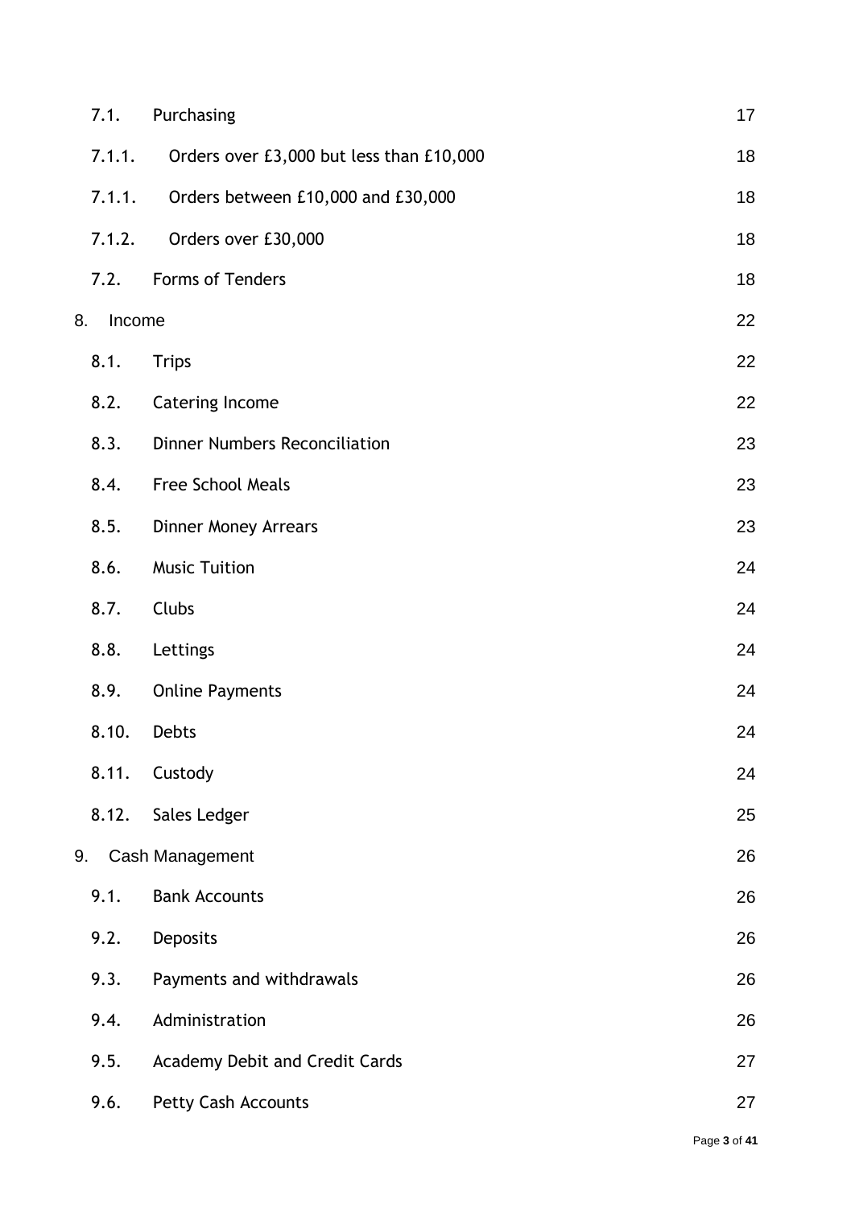| | | |
|---|---|---|
| 7.1. | Purchasing | 17 |
| 7.1.1. | Orders over £3,000 but less than £10,000 | 18 |
| 7.1.1. | Orders between £10,000 and £30,000 | 18 |
| 7.1.2. | Orders over £30,000 | 18 |
| 7.2. | Forms of Tenders | 18 |
| 8. | Income | 22 |
| 8.1. | Trips | 22 |
| 8.2. | Catering Income | 22 |
| 8.3. | Dinner Numbers Reconciliation | 23 |
| 8.4. | Free School Meals | 23 |
| 8.5. | Dinner Money Arrears | 23 |
| 8.6. | Music Tuition | 24 |
| 8.7. | Clubs | 24 |
| 8.8. | Lettings | 24 |
| 8.9. | Online Payments | 24 |
| 8.10. | Debts | 24 |
| 8.11. | Custody | 24 |
| 8.12. | Sales Ledger | 25 |
| 9. | Cash Management | 26 |
| 9.1. | Bank Accounts | 26 |
| 9.2. | Deposits | 26 |
| 9.3. | Payments and withdrawals | 26 |
| 9.4. | Administration | 26 |
| 9.5. | Academy Debit and Credit Cards | 27 |
| 9.6. | Petty Cash Accounts | 27 |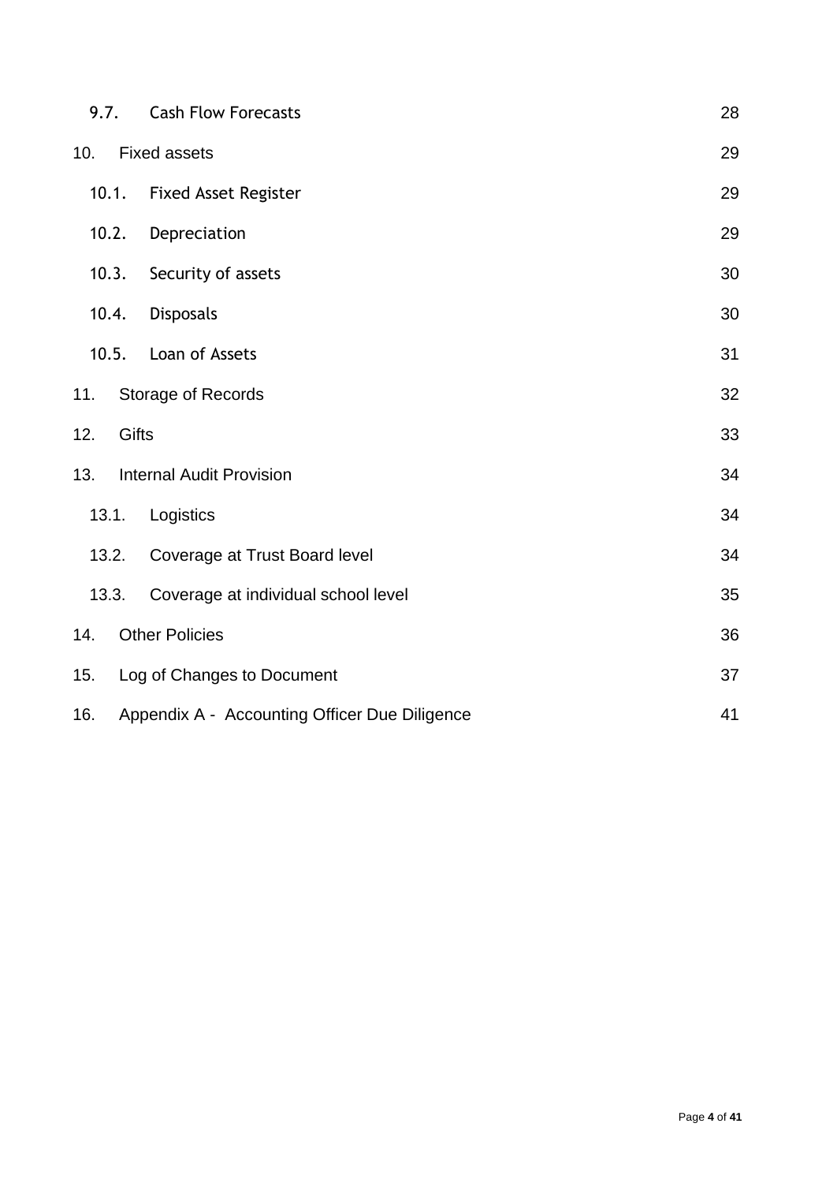| | | |
|---|---|---|
| 9.7. | Cash Flow Forecasts | 28 |
| 10. | Fixed assets | 29 |
| 10.1. | Fixed Asset Register | 29 |
| 10.2. | Depreciation | 29 |
| 10.3. | Security of assets | 30 |
| 10.4. | Disposals | 30 |
| 10.5. | Loan of Assets | 31 |
| 11. | Storage of Records | 32 |
| 12. | Gifts | 33 |
| 13. | Internal Audit Provision | 34 |
| 13.1. | Logistics | 34 |
| 13.2. | Coverage at Trust Board level | 34 |
| 13.3. | Coverage at individual school level | 35 |
| 14. | Other Policies | 36 |
| 15. | Log of Changes to Document | 37 |
| 16. | Appendix A - Accounting Officer Due Diligence | 41 |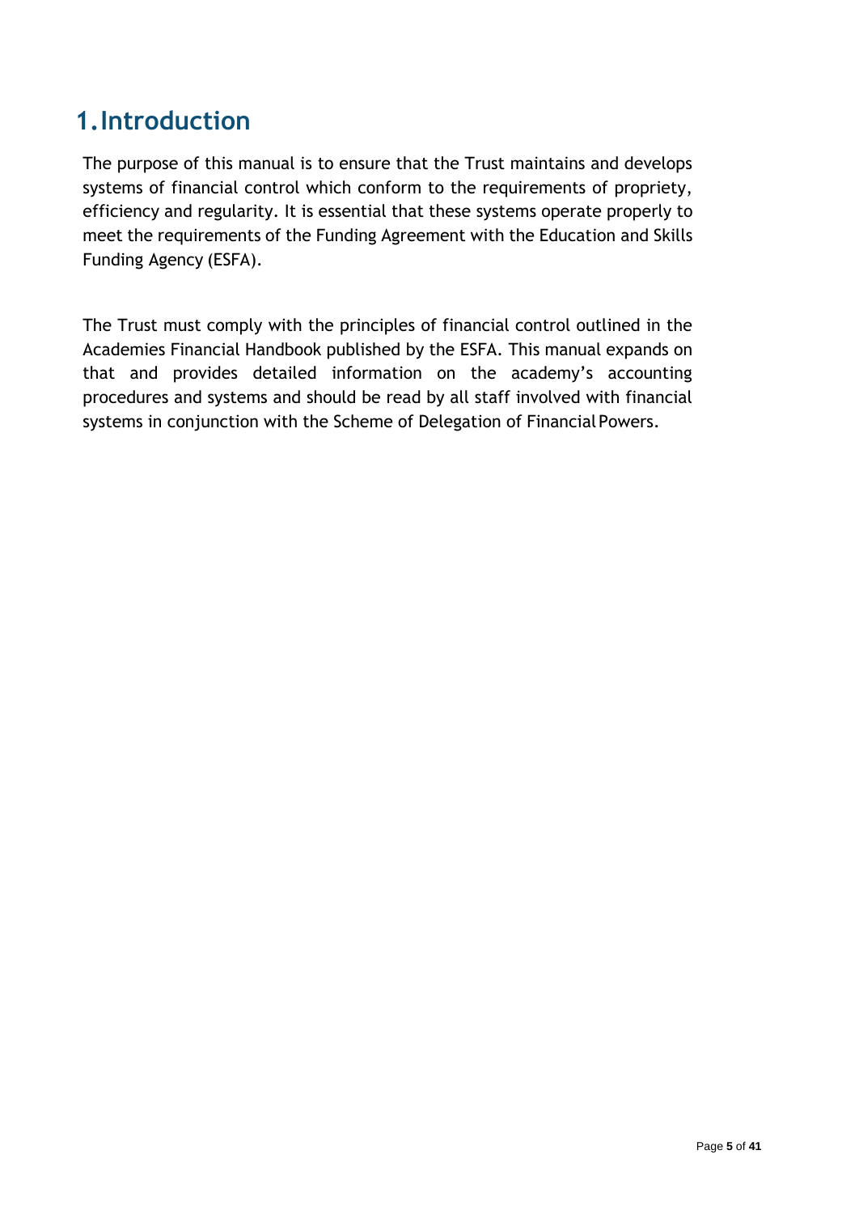# 1. Introduction

The purpose of this manual is to ensure that the Trust maintains and develops systems of financial control which conform to the requirements of propriety, efficiency and regularity. It is essential that these systems operate properly to meet the requirements of the Funding Agreement with the Education and Skills Funding Agency (ESFA).

The Trust must comply with the principles of financial control outlined in the Academies Financial Handbook published by the ESFA. This manual expands on that and provides detailed information on the academy's accounting procedures and systems and should be read by all staff involved with financial systems in conjunction with the Scheme of Delegation of Financial Powers.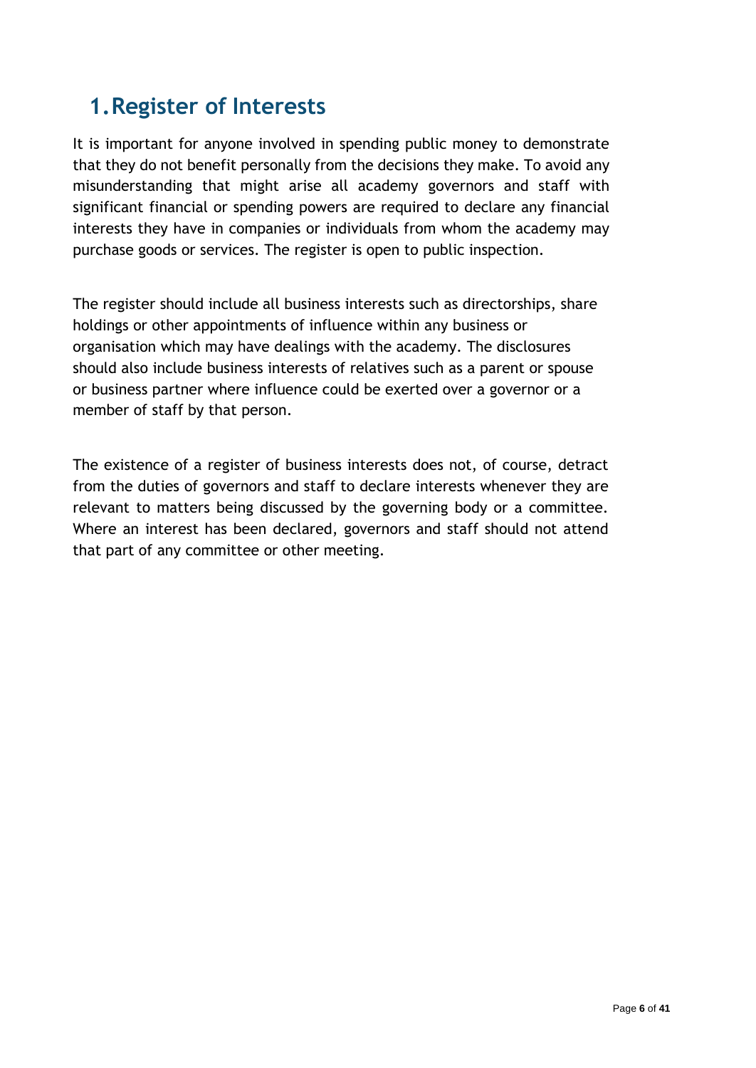# 1. Register of Interests

It is important for anyone involved in spending public money to demonstrate that they do not benefit personally from the decisions they make. To avoid any misunderstanding that might arise all academy governors and staff with significant financial or spending powers are required to declare any financial interests they have in companies or individuals from whom the academy may purchase goods or services. The register is open to public inspection.

The register should include all business interests such as directorships, share holdings or other appointments of influence within any business or organisation which may have dealings with the academy. The disclosures should also include business interests of relatives such as a parent or spouse or business partner where influence could be exerted over a governor or a member of staff by that person.

The existence of a register of business interests does not, of course, detract from the duties of governors and staff to declare interests whenever they are relevant to matters being discussed by the governing body or a committee. Where an interest has been declared, governors and staff should not attend that part of any committee or other meeting.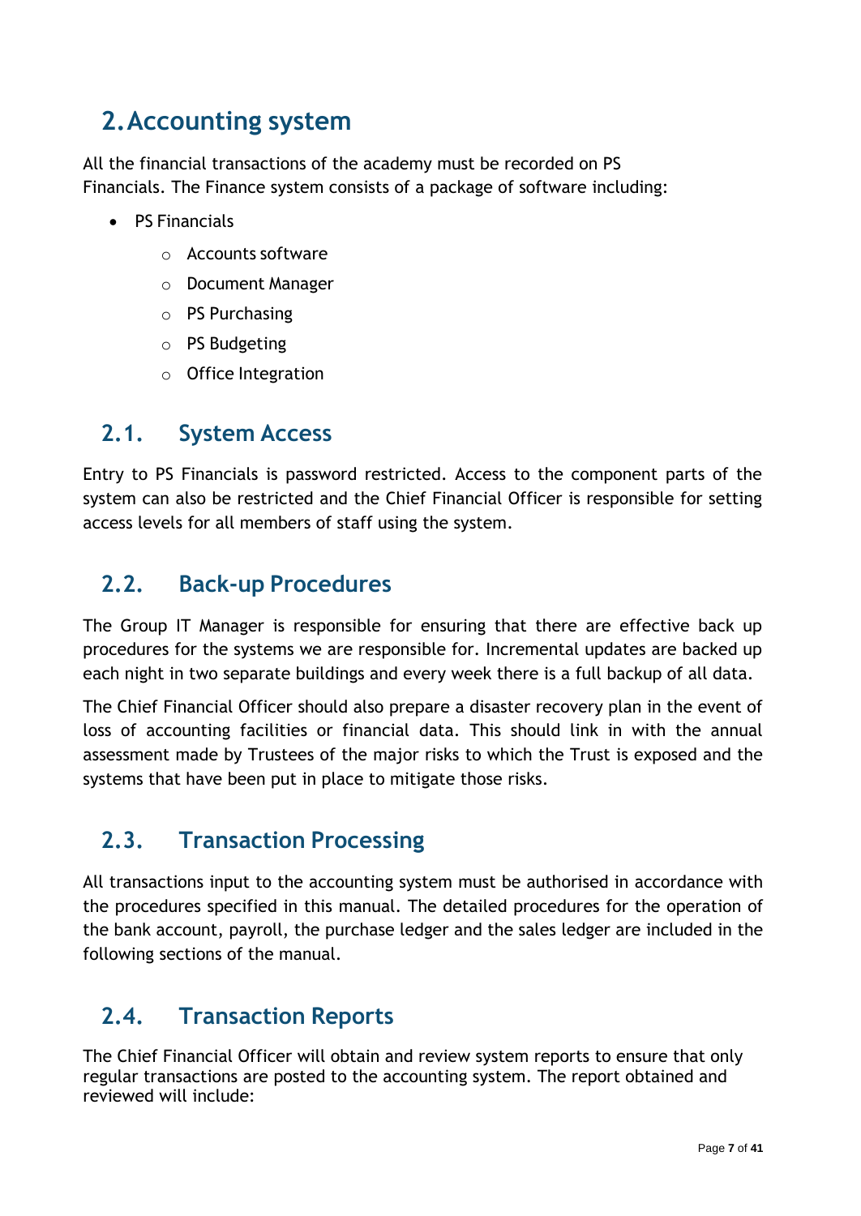# 2. Accounting system

All the financial transactions of the academy must be recorded on PS Financials. The Finance system consists of a package of software including:

- PS Financials
    - Accounts software
    - Document Manager
    - PS Purchasing
    - PS Budgeting
    - Office Integration

## 2.1. System Access

Entry to PS Financials is password restricted. Access to the component parts of the system can also be restricted and the Chief Financial Officer is responsible for setting access levels for all members of staff using the system.

## 2.2. Back-up Procedures

The Group IT Manager is responsible for ensuring that there are effective back up procedures for the systems we are responsible for. Incremental updates are backed up each night in two separate buildings and every week there is a full backup of all data.

The Chief Financial Officer should also prepare a disaster recovery plan in the event of loss of accounting facilities or financial data. This should link in with the annual assessment made by Trustees of the major risks to which the Trust is exposed and the systems that have been put in place to mitigate those risks.

## 2.3. Transaction Processing

All transactions input to the accounting system must be authorised in accordance with the procedures specified in this manual. The detailed procedures for the operation of the bank account, payroll, the purchase ledger and the sales ledger are included in the following sections of the manual.

## 2.4. Transaction Reports

The Chief Financial Officer will obtain and review system reports to ensure that only regular transactions are posted to the accounting system. The report obtained and reviewed will include: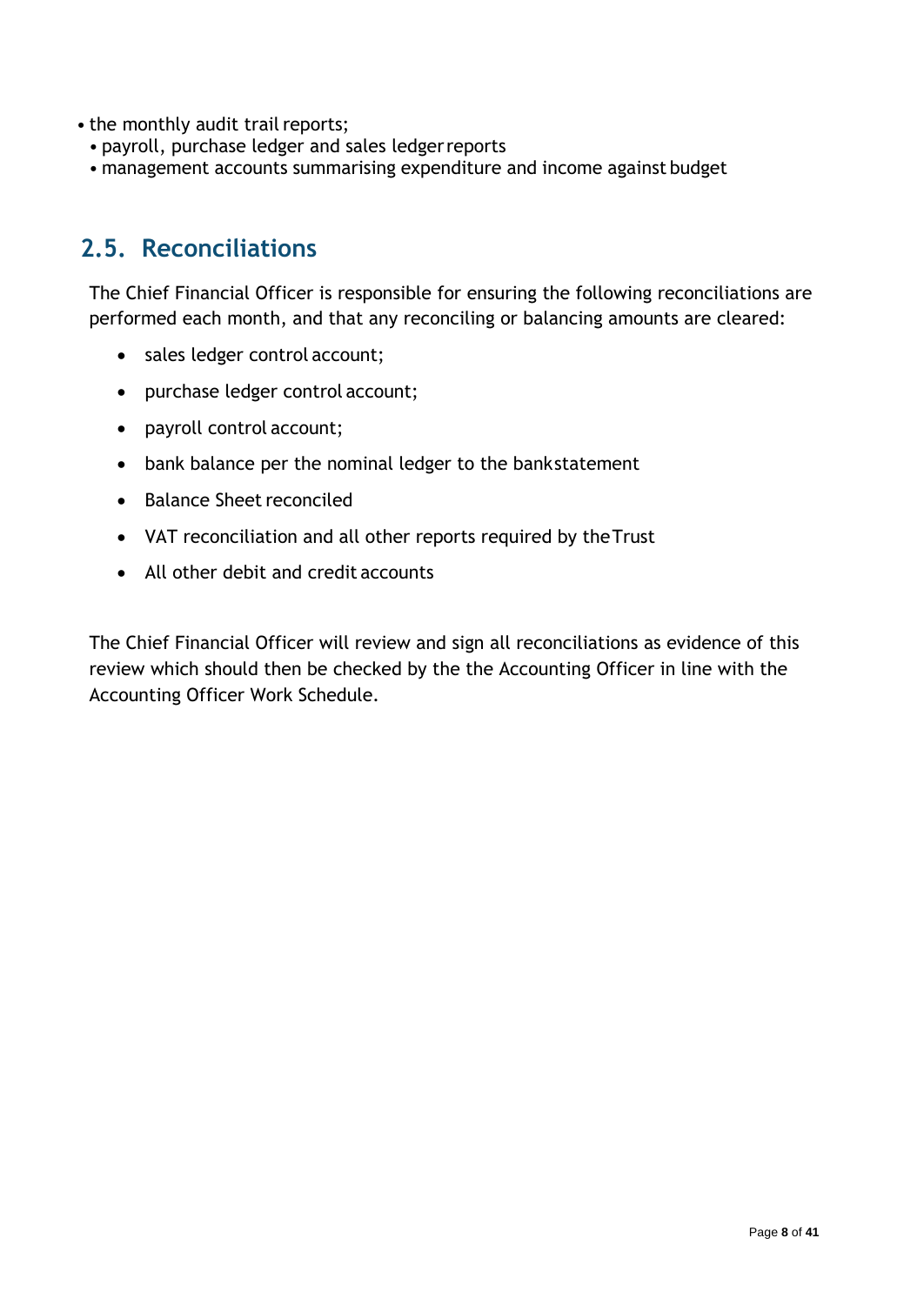- the monthly audit trail reports;
  - payroll, purchase ledger and sales ledger reports
  - management accounts summarising expenditure and income against budget

## 2.5. Reconciliations

The Chief Financial Officer is responsible for ensuring the following reconciliations are performed each month, and that any reconciling or balancing amounts are cleared:

- sales ledger control account;
- purchase ledger control account;
- payroll control account;
- bank balance per the nominal ledger to the bank statement
- Balance Sheet reconciled
- VAT reconciliation and all other reports required by the Trust
- All other debit and credit accounts

The Chief Financial Officer will review and sign all reconciliations as evidence of this review which should then be checked by the the Accounting Officer in line with the Accounting Officer Work Schedule.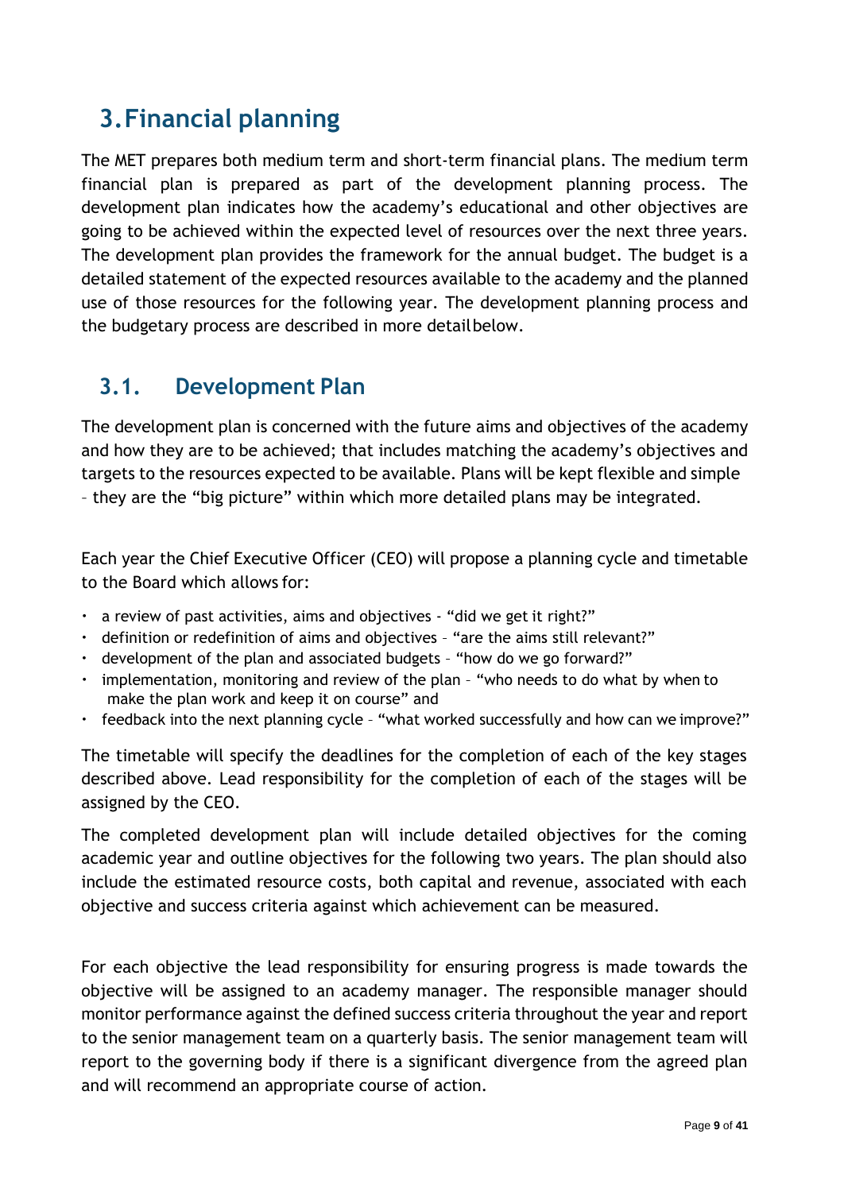# 3. Financial planning

The MET prepares both medium term and short-term financial plans. The medium term financial plan is prepared as part of the development planning process. The development plan indicates how the academy's educational and other objectives are going to be achieved within the expected level of resources over the next three years. The development plan provides the framework for the annual budget. The budget is a detailed statement of the expected resources available to the academy and the planned use of those resources for the following year. The development planning process and the budgetary process are described in more detail below.

## 3.1. Development Plan

The development plan is concerned with the future aims and objectives of the academy and how they are to be achieved; that includes matching the academy's objectives and targets to the resources expected to be available. Plans will be kept flexible and simple – they are the "big picture" within which more detailed plans may be integrated.

Each year the Chief Executive Officer (CEO) will propose a planning cycle and timetable to the Board which allows for:

- a review of past activities, aims and objectives - "did we get it right?"
- definition or redefinition of aims and objectives – "are the aims still relevant?"
- development of the plan and associated budgets – "how do we go forward?"
- implementation, monitoring and review of the plan – "who needs to do what by when to make the plan work and keep it on course" and
- feedback into the next planning cycle – "what worked successfully and how can we improve?"

The timetable will specify the deadlines for the completion of each of the key stages described above. Lead responsibility for the completion of each of the stages will be assigned by the CEO.

The completed development plan will include detailed objectives for the coming academic year and outline objectives for the following two years. The plan should also include the estimated resource costs, both capital and revenue, associated with each objective and success criteria against which achievement can be measured.

For each objective the lead responsibility for ensuring progress is made towards the objective will be assigned to an academy manager. The responsible manager should monitor performance against the defined success criteria throughout the year and report to the senior management team on a quarterly basis. The senior management team will report to the governing body if there is a significant divergence from the agreed plan and will recommend an appropriate course of action.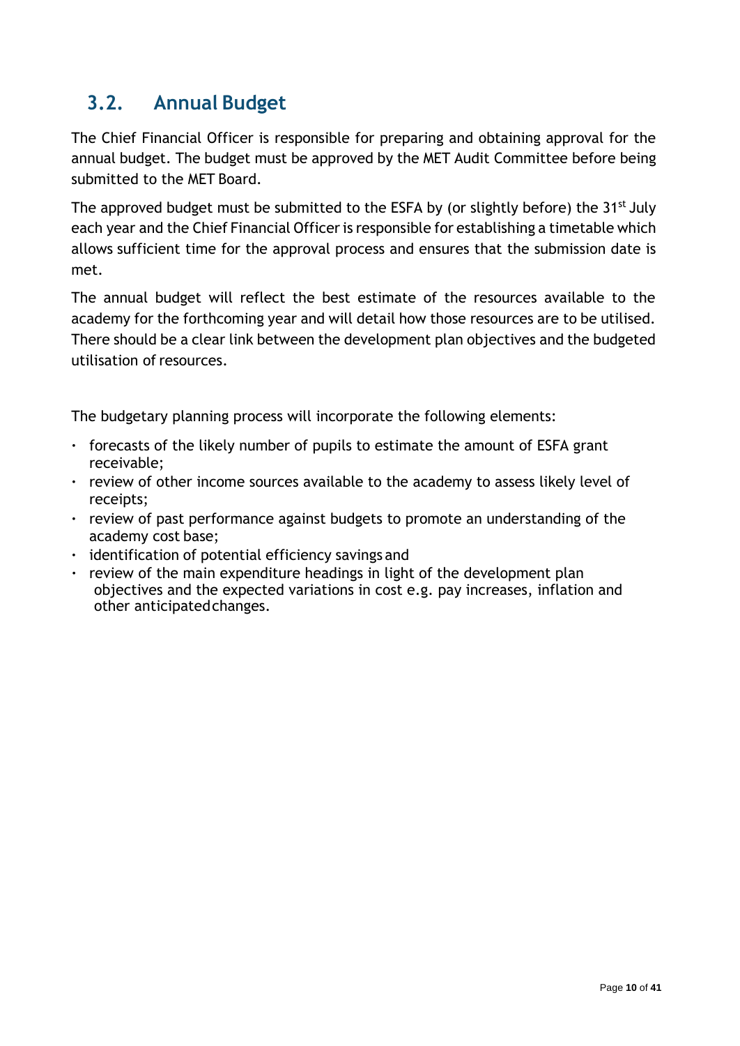## 3.2. Annual Budget

The Chief Financial Officer is responsible for preparing and obtaining approval for the annual budget. The budget must be approved by the MET Audit Committee before being submitted to the MET Board.

The approved budget must be submitted to the ESFA by (or slightly before) the 31st July each year and the Chief Financial Officer is responsible for establishing a timetable which allows sufficient time for the approval process and ensures that the submission date is met.

The annual budget will reflect the best estimate of the resources available to the academy for the forthcoming year and will detail how those resources are to be utilised. There should be a clear link between the development plan objectives and the budgeted utilisation of resources.

The budgetary planning process will incorporate the following elements:

- forecasts of the likely number of pupils to estimate the amount of ESFA grant receivable;
- review of other income sources available to the academy to assess likely level of receipts;
- review of past performance against budgets to promote an understanding of the academy cost base;
- identification of potential efficiency savings and
- review of the main expenditure headings in light of the development plan objectives and the expected variations in cost e.g. pay increases, inflation and other anticipated changes.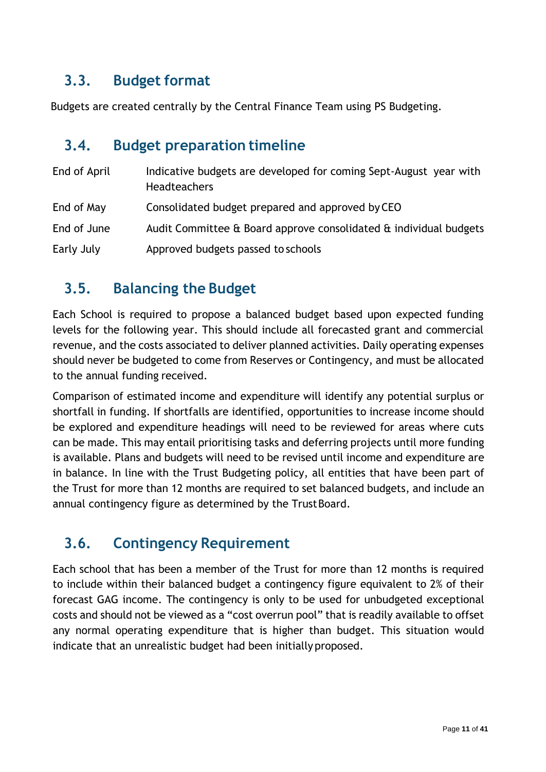## 3.3. Budget format

Budgets are created centrally by the Central Finance Team using PS Budgeting.

## 3.4. Budget preparation timeline

| | |
|---|---|
| End of April | Indicative budgets are developed for coming Sept-August year with Headteachers |
| End of May | Consolidated budget prepared and approved by CEO |
| End of June | Audit Committee & Board approve consolidated & individual budgets |
| Early July | Approved budgets passed to schools |

## 3.5. Balancing the Budget

Each School is required to propose a balanced budget based upon expected funding levels for the following year. This should include all forecasted grant and commercial revenue, and the costs associated to deliver planned activities. Daily operating expenses should never be budgeted to come from Reserves or Contingency, and must be allocated to the annual funding received.

Comparison of estimated income and expenditure will identify any potential surplus or shortfall in funding. If shortfalls are identified, opportunities to increase income should be explored and expenditure headings will need to be reviewed for areas where cuts can be made. This may entail prioritising tasks and deferring projects until more funding is available. Plans and budgets will need to be revised until income and expenditure are in balance. In line with the Trust Budgeting policy, all entities that have been part of the Trust for more than 12 months are required to set balanced budgets, and include an annual contingency figure as determined by the Trust Board.

## 3.6. Contingency Requirement

Each school that has been a member of the Trust for more than 12 months is required to include within their balanced budget a contingency figure equivalent to 2% of their forecast GAG income. The contingency is only to be used for unbudgeted exceptional costs and should not be viewed as a "cost overrun pool" that is readily available to offset any normal operating expenditure that is higher than budget. This situation would indicate that an unrealistic budget had been initially proposed.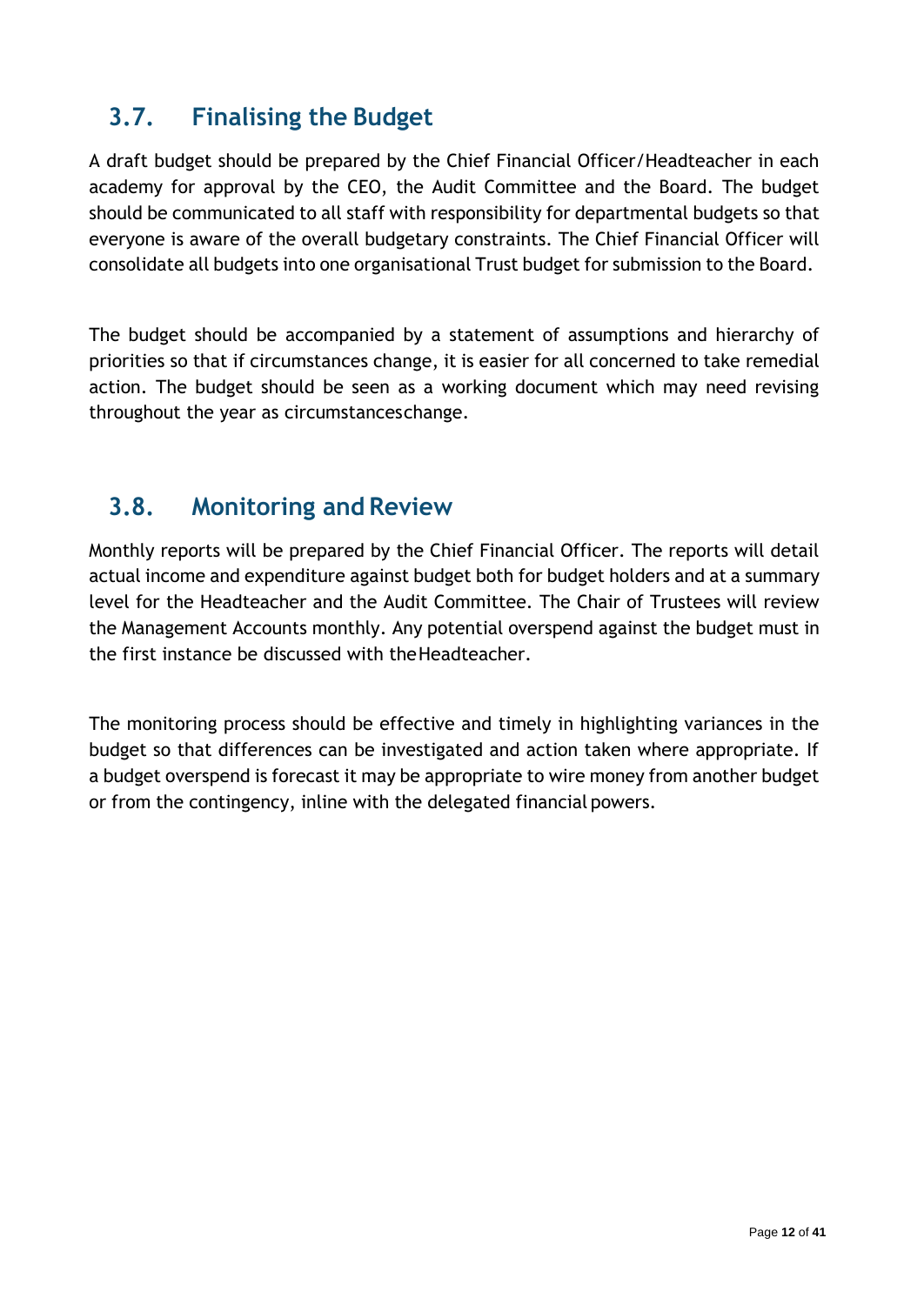## 3.7. Finalising the Budget

A draft budget should be prepared by the Chief Financial Officer/Headteacher in each academy for approval by the CEO, the Audit Committee and the Board. The budget should be communicated to all staff with responsibility for departmental budgets so that everyone is aware of the overall budgetary constraints. The Chief Financial Officer will consolidate all budgets into one organisational Trust budget for submission to the Board.

The budget should be accompanied by a statement of assumptions and hierarchy of priorities so that if circumstances change, it is easier for all concerned to take remedial action. The budget should be seen as a working document which may need revising throughout the year as circumstanceschange.

## 3.8. Monitoring and Review

Monthly reports will be prepared by the Chief Financial Officer. The reports will detail actual income and expenditure against budget both for budget holders and at a summary level for the Headteacher and the Audit Committee. The Chair of Trustees will review the Management Accounts monthly. Any potential overspend against the budget must in the first instance be discussed with theHeadteacher.

The monitoring process should be effective and timely in highlighting variances in the budget so that differences can be investigated and action taken where appropriate. If a budget overspend is forecast it may be appropriate to wire money from another budget or from the contingency, inline with the delegated financial powers.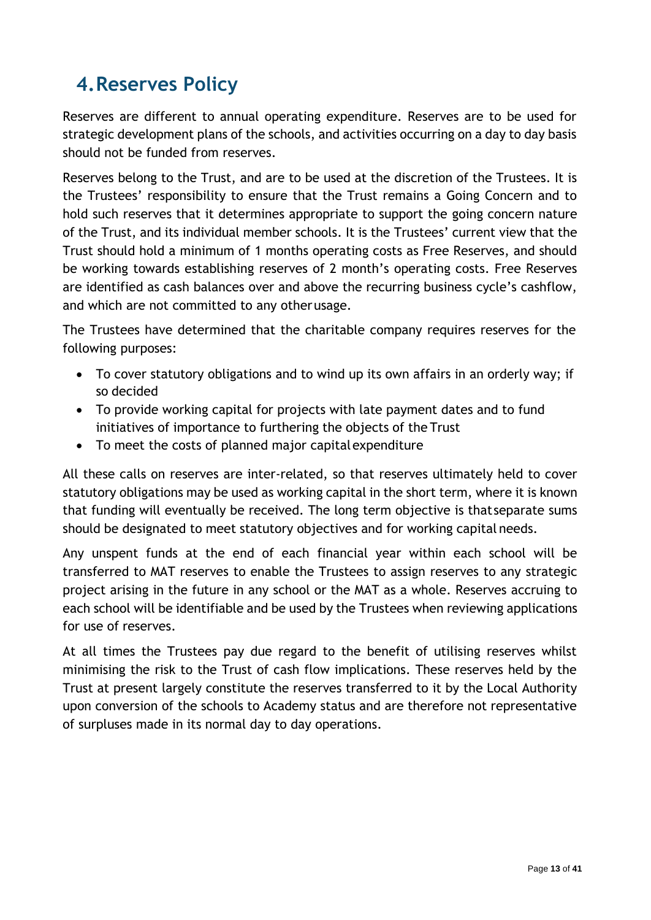# 4. Reserves Policy

Reserves are different to annual operating expenditure. Reserves are to be used for strategic development plans of the schools, and activities occurring on a day to day basis should not be funded from reserves.

Reserves belong to the Trust, and are to be used at the discretion of the Trustees. It is the Trustees' responsibility to ensure that the Trust remains a Going Concern and to hold such reserves that it determines appropriate to support the going concern nature of the Trust, and its individual member schools. It is the Trustees' current view that the Trust should hold a minimum of 1 months operating costs as Free Reserves, and should be working towards establishing reserves of 2 month's operating costs. Free Reserves are identified as cash balances over and above the recurring business cycle's cashflow, and which are not committed to any other usage.

The Trustees have determined that the charitable company requires reserves for the following purposes:

- To cover statutory obligations and to wind up its own affairs in an orderly way; if so decided
- To provide working capital for projects with late payment dates and to fund initiatives of importance to furthering the objects of the Trust
- To meet the costs of planned major capital expenditure

All these calls on reserves are inter-related, so that reserves ultimately held to cover statutory obligations may be used as working capital in the short term, where it is known that funding will eventually be received. The long term objective is that separate sums should be designated to meet statutory objectives and for working capital needs.

Any unspent funds at the end of each financial year within each school will be transferred to MAT reserves to enable the Trustees to assign reserves to any strategic project arising in the future in any school or the MAT as a whole. Reserves accruing to each school will be identifiable and be used by the Trustees when reviewing applications for use of reserves.

At all times the Trustees pay due regard to the benefit of utilising reserves whilst minimising the risk to the Trust of cash flow implications. These reserves held by the Trust at present largely constitute the reserves transferred to it by the Local Authority upon conversion of the schools to Academy status and are therefore not representative of surpluses made in its normal day to day operations.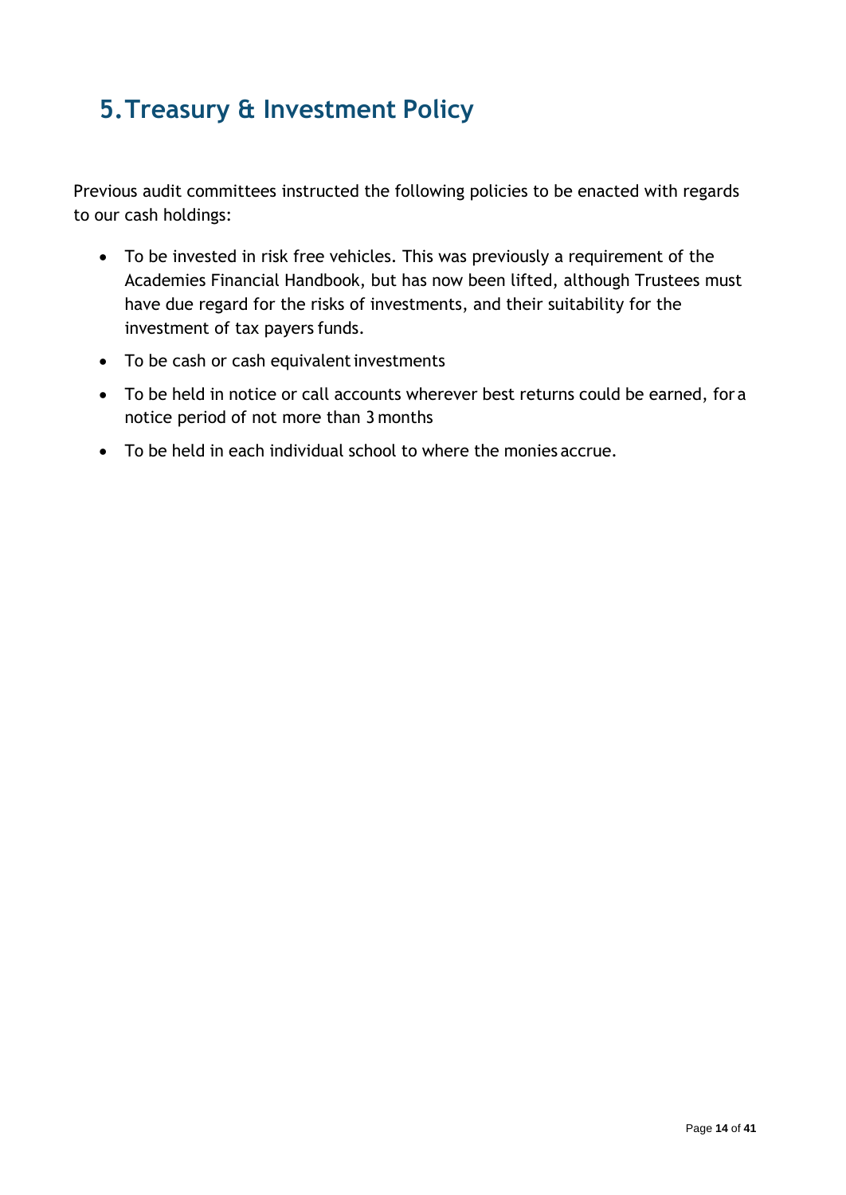# 5. Treasury & Investment Policy

Previous audit committees instructed the following policies to be enacted with regards to our cash holdings:

- To be invested in risk free vehicles. This was previously a requirement of the Academies Financial Handbook, but has now been lifted, although Trustees must have due regard for the risks of investments, and their suitability for the investment of tax payers funds.
- To be cash or cash equivalent investments
- To be held in notice or call accounts wherever best returns could be earned, for a notice period of not more than 3 months
- To be held in each individual school to where the monies accrue.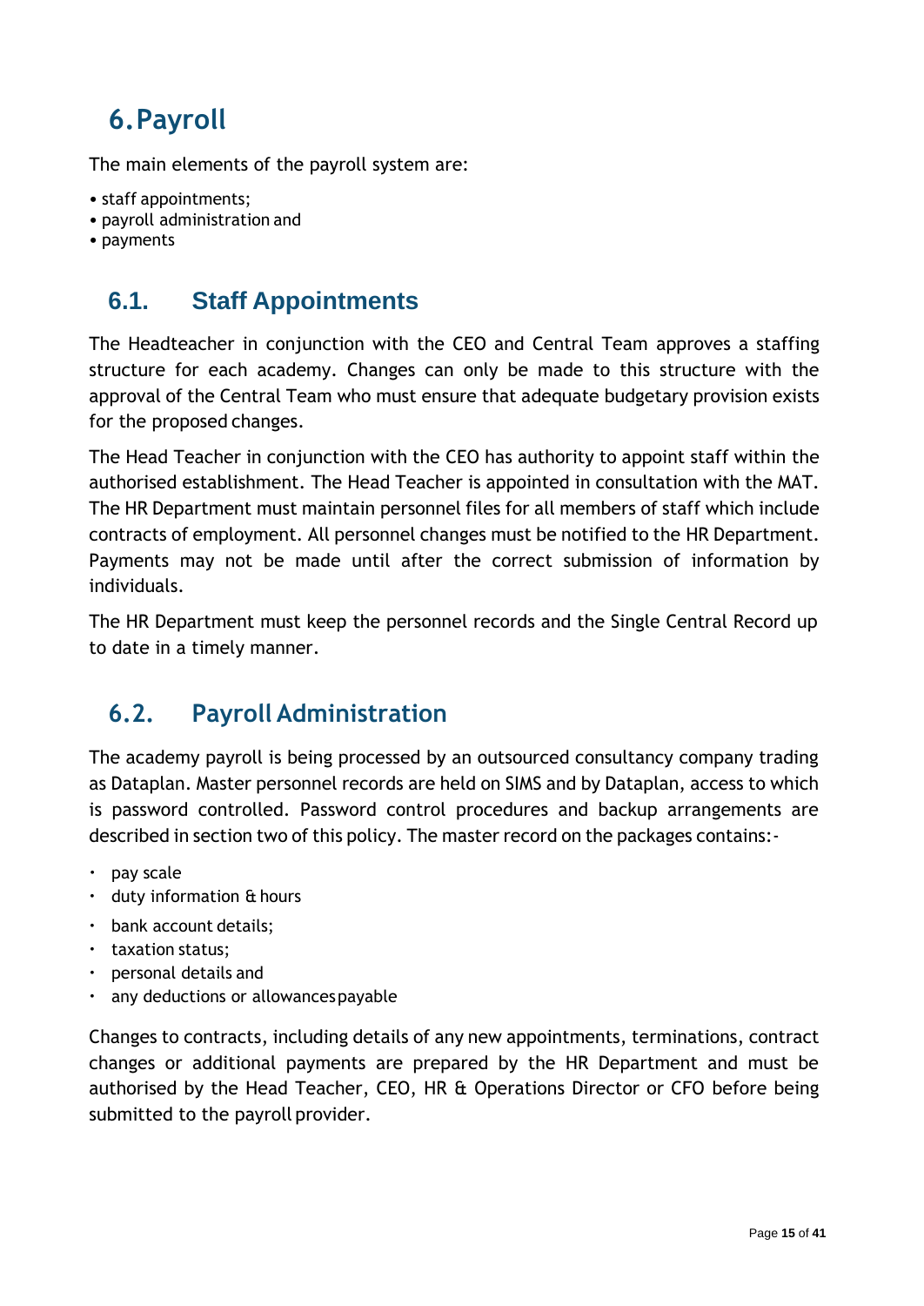# 6. Payroll

The main elements of the payroll system are:

- staff appointments;
- payroll administration and
- payments

## 6.1. Staff Appointments

The Headteacher in conjunction with the CEO and Central Team approves a staffing structure for each academy. Changes can only be made to this structure with the approval of the Central Team who must ensure that adequate budgetary provision exists for the proposed changes.

The Head Teacher in conjunction with the CEO has authority to appoint staff within the authorised establishment. The Head Teacher is appointed in consultation with the MAT. The HR Department must maintain personnel files for all members of staff which include contracts of employment. All personnel changes must be notified to the HR Department. Payments may not be made until after the correct submission of information by individuals.

The HR Department must keep the personnel records and the Single Central Record up to date in a timely manner.

## 6.2. Payroll Administration

The academy payroll is being processed by an outsourced consultancy company trading as Dataplan. Master personnel records are held on SIMS and by Dataplan, access to which is password controlled. Password control procedures and backup arrangements are described in section two of this policy. The master record on the packages contains:-

- pay scale
- duty information & hours
- bank account details;
- taxation status;
- personal details and
- any deductions or allowances payable

Changes to contracts, including details of any new appointments, terminations, contract changes or additional payments are prepared by the HR Department and must be authorised by the Head Teacher, CEO, HR & Operations Director or CFO before being submitted to the payroll provider.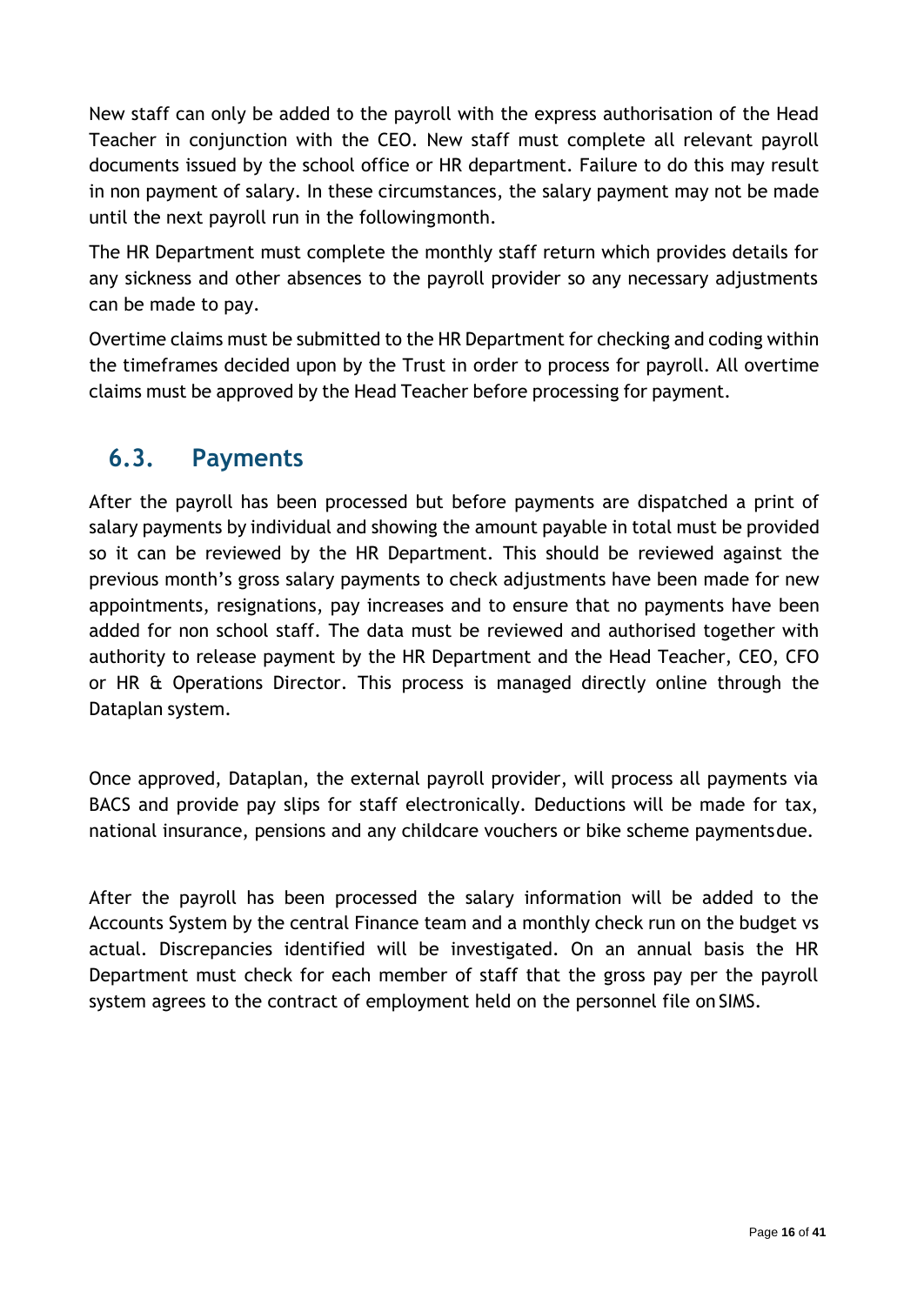New staff can only be added to the payroll with the express authorisation of the Head Teacher in conjunction with the CEO. New staff must complete all relevant payroll documents issued by the school office or HR department. Failure to do this may result in non payment of salary. In these circumstances, the salary payment may not be made until the next payroll run in the following month.

The HR Department must complete the monthly staff return which provides details for any sickness and other absences to the payroll provider so any necessary adjustments can be made to pay.

Overtime claims must be submitted to the HR Department for checking and coding within the timeframes decided upon by the Trust in order to process for payroll. All overtime claims must be approved by the Head Teacher before processing for payment.

## 6.3. Payments

After the payroll has been processed but before payments are dispatched a print of salary payments by individual and showing the amount payable in total must be provided so it can be reviewed by the HR Department. This should be reviewed against the previous month's gross salary payments to check adjustments have been made for new appointments, resignations, pay increases and to ensure that no payments have been added for non school staff. The data must be reviewed and authorised together with authority to release payment by the HR Department and the Head Teacher, CEO, CFO or HR & Operations Director. This process is managed directly online through the Dataplan system.

Once approved, Dataplan, the external payroll provider, will process all payments via BACS and provide pay slips for staff electronically. Deductions will be made for tax, national insurance, pensions and any childcare vouchers or bike scheme payments due.

After the payroll has been processed the salary information will be added to the Accounts System by the central Finance team and a monthly check run on the budget vs actual. Discrepancies identified will be investigated. On an annual basis the HR Department must check for each member of staff that the gross pay per the payroll system agrees to the contract of employment held on the personnel file on SIMS.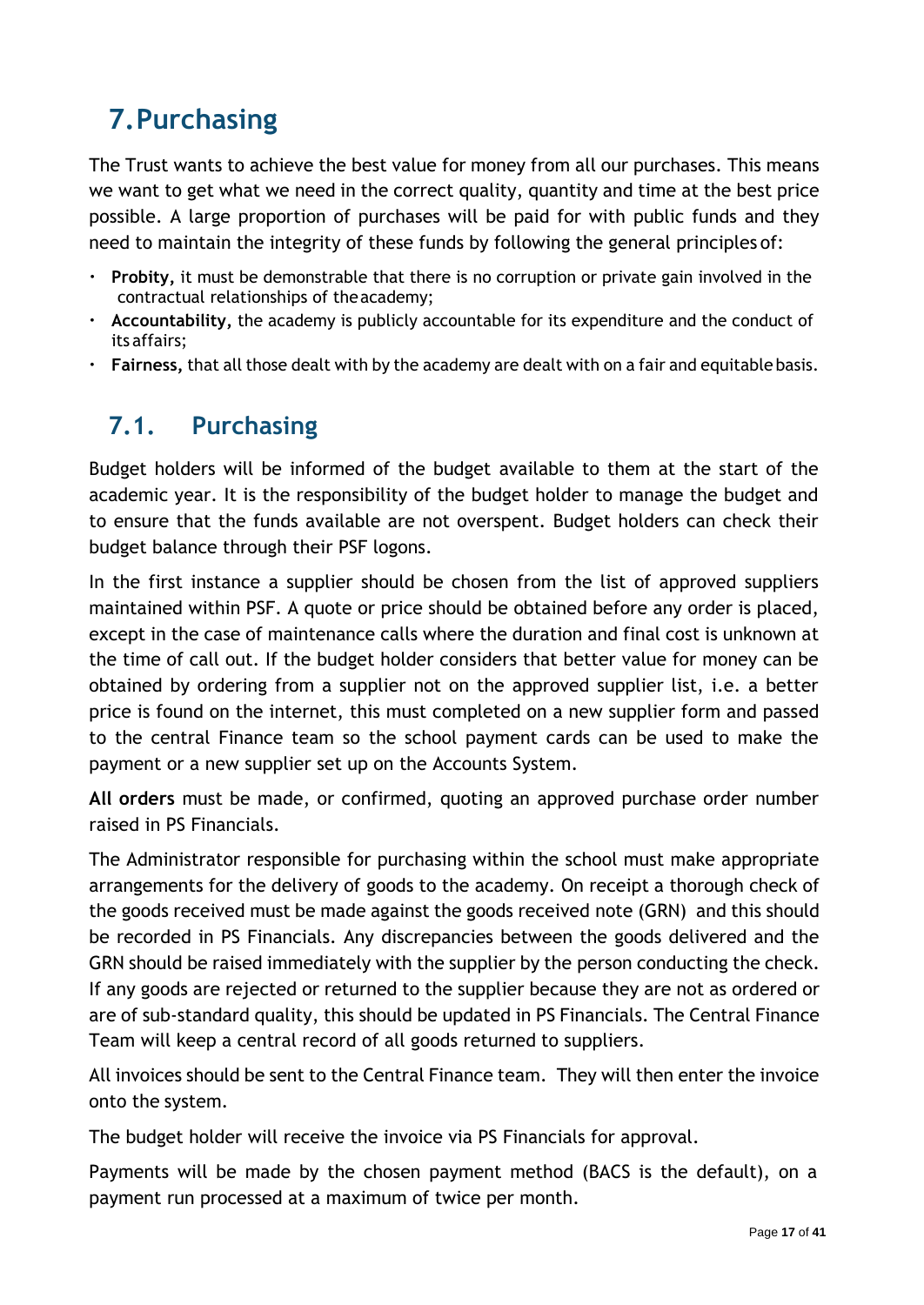# 7. Purchasing

The Trust wants to achieve the best value for money from all our purchases. This means we want to get what we need in the correct quality, quantity and time at the best price possible. A large proportion of purchases will be paid for with public funds and they need to maintain the integrity of these funds by following the general principles of:

- **Probity,** it must be demonstrable that there is no corruption or private gain involved in the contractual relationships of the academy;
- **Accountability,** the academy is publicly accountable for its expenditure and the conduct of its affairs;
- **Fairness,** that all those dealt with by the academy are dealt with on a fair and equitable basis.

## 7.1. Purchasing

Budget holders will be informed of the budget available to them at the start of the academic year. It is the responsibility of the budget holder to manage the budget and to ensure that the funds available are not overspent. Budget holders can check their budget balance through their PSF logons.

In the first instance a supplier should be chosen from the list of approved suppliers maintained within PSF. A quote or price should be obtained before any order is placed, except in the case of maintenance calls where the duration and final cost is unknown at the time of call out. If the budget holder considers that better value for money can be obtained by ordering from a supplier not on the approved supplier list, i.e. a better price is found on the internet, this must completed on a new supplier form and passed to the central Finance team so the school payment cards can be used to make the payment or a new supplier set up on the Accounts System.

**All orders** must be made, or confirmed, quoting an approved purchase order number raised in PS Financials.

The Administrator responsible for purchasing within the school must make appropriate arrangements for the delivery of goods to the academy. On receipt a thorough check of the goods received must be made against the goods received note (GRN) and this should be recorded in PS Financials. Any discrepancies between the goods delivered and the GRN should be raised immediately with the supplier by the person conducting the check. If any goods are rejected or returned to the supplier because they are not as ordered or are of sub-standard quality, this should be updated in PS Financials. The Central Finance Team will keep a central record of all goods returned to suppliers.

All invoices should be sent to the Central Finance team. They will then enter the invoice onto the system.

The budget holder will receive the invoice via PS Financials for approval.

Payments will be made by the chosen payment method (BACS is the default), on a payment run processed at a maximum of twice per month.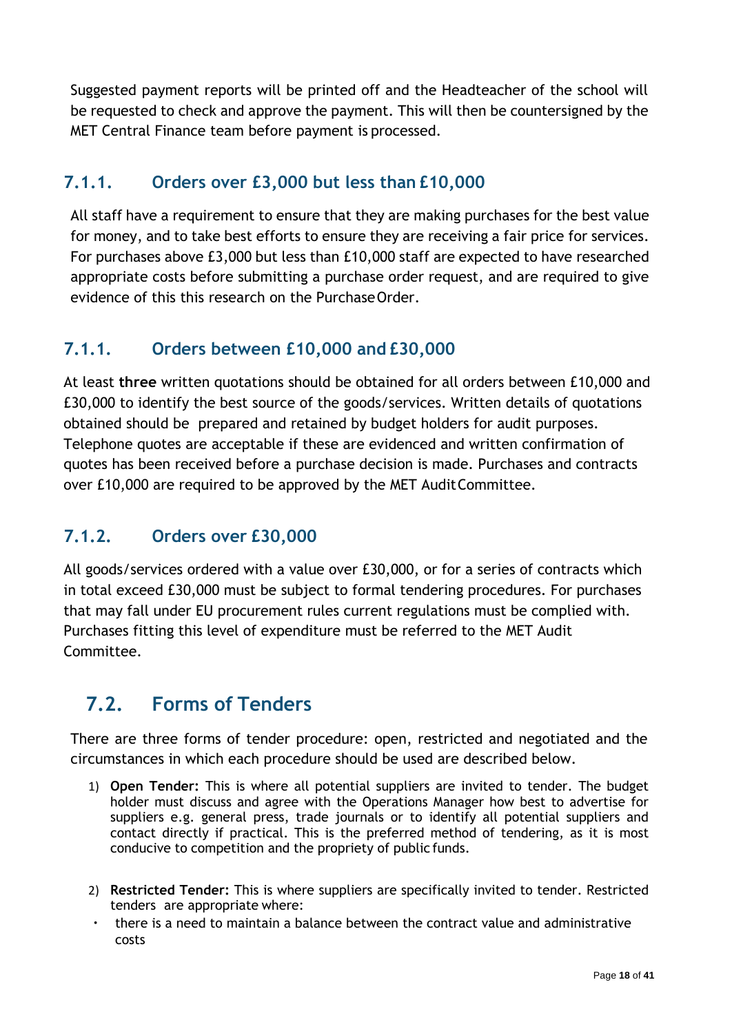Suggested payment reports will be printed off and the Headteacher of the school will be requested to check and approve the payment. This will then be countersigned by the MET Central Finance team before payment is processed.

### 7.1.1. Orders over £3,000 but less than £10,000

All staff have a requirement to ensure that they are making purchases for the best value for money, and to take best efforts to ensure they are receiving a fair price for services. For purchases above £3,000 but less than £10,000 staff are expected to have researched appropriate costs before submitting a purchase order request, and are required to give evidence of this this research on the Purchase Order.

### 7.1.1. Orders between £10,000 and £30,000

At least **three** written quotations should be obtained for all orders between £10,000 and £30,000 to identify the best source of the goods/services. Written details of quotations obtained should be prepared and retained by budget holders for audit purposes. Telephone quotes are acceptable if these are evidenced and written confirmation of quotes has been received before a purchase decision is made. Purchases and contracts over £10,000 are required to be approved by the MET Audit Committee.

### 7.1.2. Orders over £30,000

All goods/services ordered with a value over £30,000, or for a series of contracts which in total exceed £30,000 must be subject to formal tendering procedures. For purchases that may fall under EU procurement rules current regulations must be complied with. Purchases fitting this level of expenditure must be referred to the MET Audit Committee.

## 7.2. Forms of Tenders

There are three forms of tender procedure: open, restricted and negotiated and the circumstances in which each procedure should be used are described below.

1) **Open Tender:** This is where all potential suppliers are invited to tender. The budget holder must discuss and agree with the Operations Manager how best to advertise for suppliers e.g. general press, trade journals or to identify all potential suppliers and contact directly if practical. This is the preferred method of tendering, as it is most conducive to competition and the propriety of public funds.

2) **Restricted Tender:** This is where suppliers are specifically invited to tender. Restricted tenders are appropriate where:
   - there is a need to maintain a balance between the contract value and administrative costs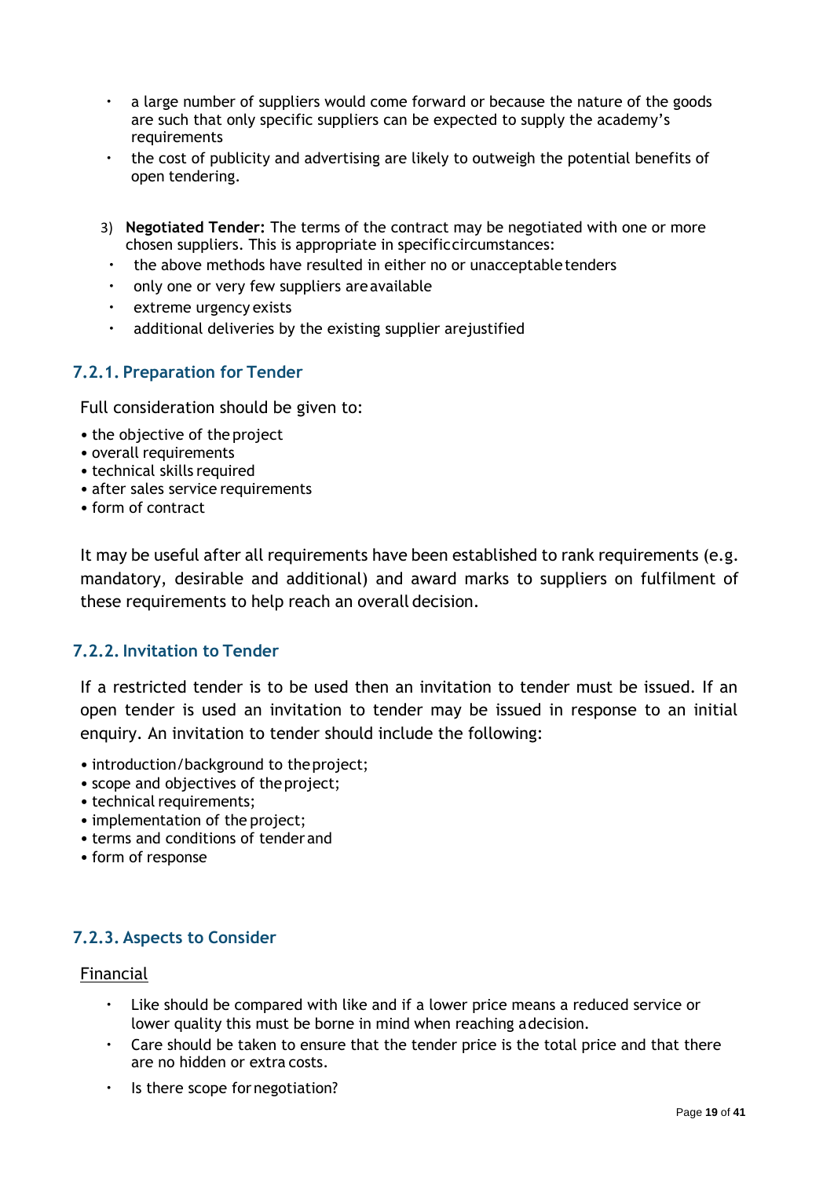- a large number of suppliers would come forward or because the nature of the goods are such that only specific suppliers can be expected to supply the academy's requirements
- the cost of publicity and advertising are likely to outweigh the potential benefits of open tendering.

3) **Negotiated Tender:** The terms of the contract may be negotiated with one or more chosen suppliers. This is appropriate in specific circumstances:
   - the above methods have resulted in either no or unacceptable tenders
   - only one or very few suppliers are available
   - extreme urgency exists
   - additional deliveries by the existing supplier are justified

### 7.2.1. Preparation for Tender

Full consideration should be given to:

- the objective of the project
- overall requirements
- technical skills required
- after sales service requirements
- form of contract

It may be useful after all requirements have been established to rank requirements (e.g. mandatory, desirable and additional) and award marks to suppliers on fulfilment of these requirements to help reach an overall decision.

### 7.2.2. Invitation to Tender

If a restricted tender is to be used then an invitation to tender must be issued. If an open tender is used an invitation to tender may be issued in response to an initial enquiry. An invitation to tender should include the following:

- introduction/background to the project;
- scope and objectives of the project;
- technical requirements;
- implementation of the project;
- terms and conditions of tender and
- form of response

### 7.2.3. Aspects to Consider

<u>Financial</u>

- Like should be compared with like and if a lower price means a reduced service or lower quality this must be borne in mind when reaching a decision.
- Care should be taken to ensure that the tender price is the total price and that there are no hidden or extra costs.
- Is there scope for negotiation?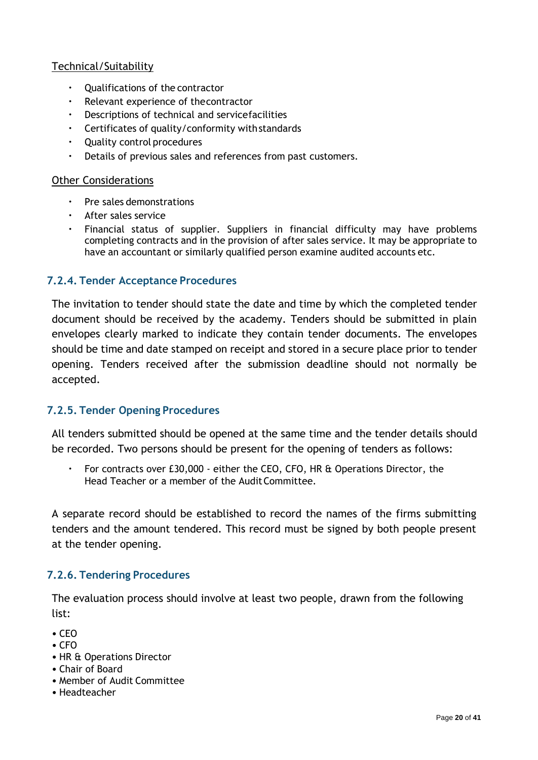Technical/Suitability

- Qualifications of the contractor
- Relevant experience of the contractor
- Descriptions of technical and service facilities
- Certificates of quality/conformity with standards
- Quality control procedures
- Details of previous sales and references from past customers.

Other Considerations

- Pre sales demonstrations
- After sales service
- Financial status of supplier. Suppliers in financial difficulty may have problems completing contracts and in the provision of after sales service. It may be appropriate to have an accountant or similarly qualified person examine audited accounts etc.

### 7.2.4. Tender Acceptance Procedures

The invitation to tender should state the date and time by which the completed tender document should be received by the academy. Tenders should be submitted in plain envelopes clearly marked to indicate they contain tender documents. The envelopes should be time and date stamped on receipt and stored in a secure place prior to tender opening. Tenders received after the submission deadline should not normally be accepted.

### 7.2.5. Tender Opening Procedures

All tenders submitted should be opened at the same time and the tender details should be recorded. Two persons should be present for the opening of tenders as follows:

- For contracts over £30,000 - either the CEO, CFO, HR & Operations Director, the Head Teacher or a member of the Audit Committee.

A separate record should be established to record the names of the firms submitting tenders and the amount tendered. This record must be signed by both people present at the tender opening.

### 7.2.6. Tendering Procedures

The evaluation process should involve at least two people, drawn from the following list:

- CEO
- CFO
- HR & Operations Director
- Chair of Board
- Member of Audit Committee
- Headteacher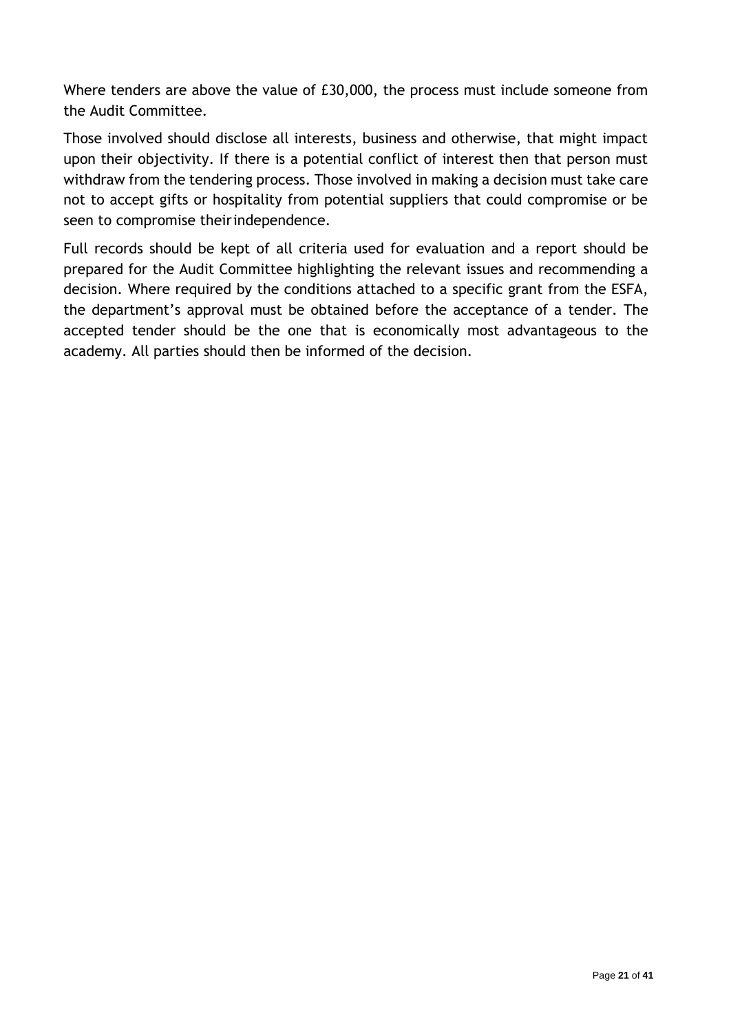Where tenders are above the value of £30,000, the process must include someone from the Audit Committee.

Those involved should disclose all interests, business and otherwise, that might impact upon their objectivity. If there is a potential conflict of interest then that person must withdraw from the tendering process. Those involved in making a decision must take care not to accept gifts or hospitality from potential suppliers that could compromise or be seen to compromise their independence.

Full records should be kept of all criteria used for evaluation and a report should be prepared for the Audit Committee highlighting the relevant issues and recommending a decision. Where required by the conditions attached to a specific grant from the ESFA, the department's approval must be obtained before the acceptance of a tender. The accepted tender should be the one that is economically most advantageous to the academy. All parties should then be informed of the decision.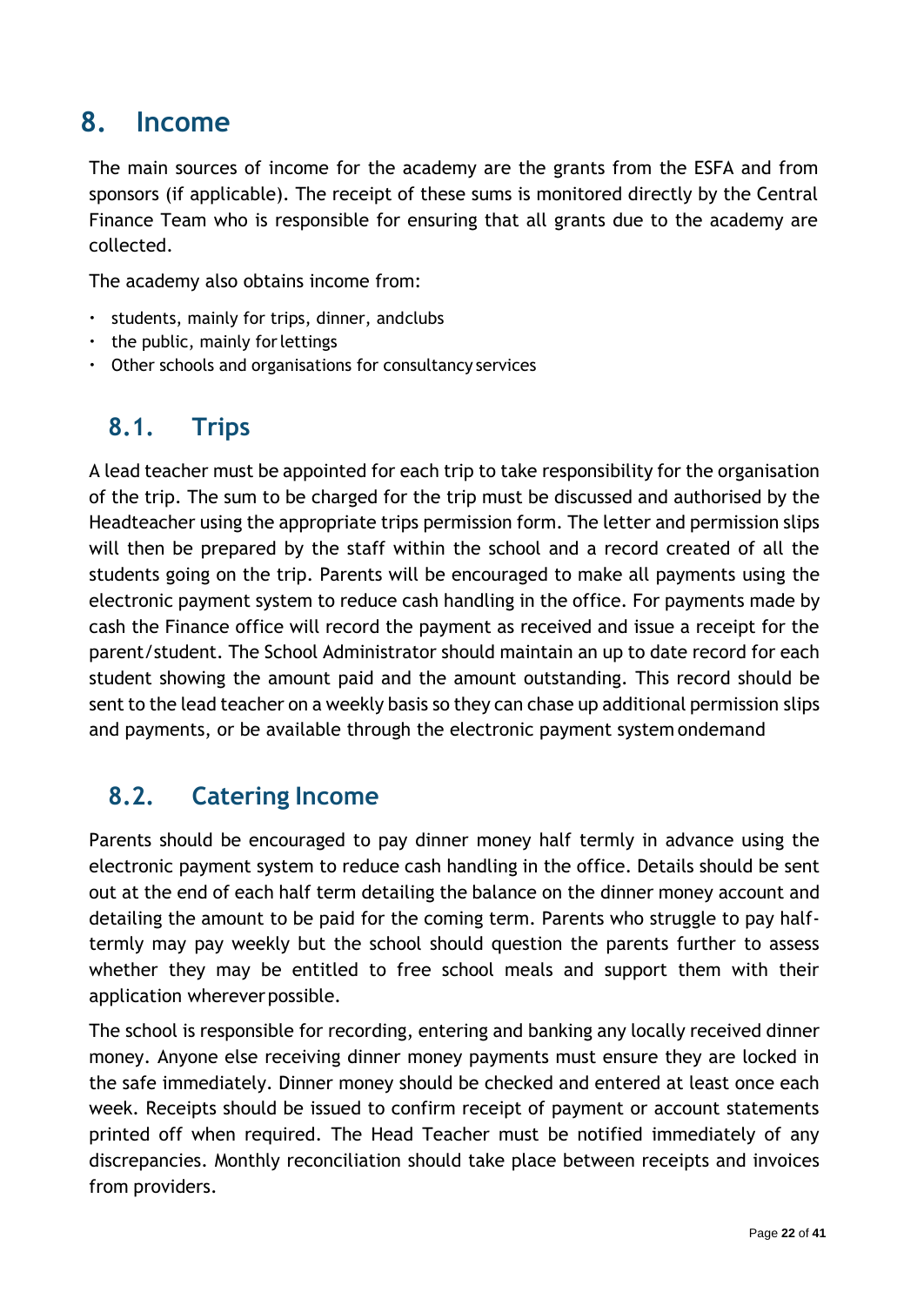# 8. Income

The main sources of income for the academy are the grants from the ESFA and from sponsors (if applicable). The receipt of these sums is monitored directly by the Central Finance Team who is responsible for ensuring that all grants due to the academy are collected.

The academy also obtains income from:

- students, mainly for trips, dinner, andclubs
- the public, mainly for lettings
- Other schools and organisations for consultancy services

## 8.1. Trips

A lead teacher must be appointed for each trip to take responsibility for the organisation of the trip. The sum to be charged for the trip must be discussed and authorised by the Headteacher using the appropriate trips permission form. The letter and permission slips will then be prepared by the staff within the school and a record created of all the students going on the trip. Parents will be encouraged to make all payments using the electronic payment system to reduce cash handling in the office. For payments made by cash the Finance office will record the payment as received and issue a receipt for the parent/student. The School Administrator should maintain an up to date record for each student showing the amount paid and the amount outstanding. This record should be sent to the lead teacher on a weekly basis so they can chase up additional permission slips and payments, or be available through the electronic payment system ondemand

## 8.2. Catering Income

Parents should be encouraged to pay dinner money half termly in advance using the electronic payment system to reduce cash handling in the office. Details should be sent out at the end of each half term detailing the balance on the dinner money account and detailing the amount to be paid for the coming term. Parents who struggle to pay half-termly may pay weekly but the school should question the parents further to assess whether they may be entitled to free school meals and support them with their application wherever possible.

The school is responsible for recording, entering and banking any locally received dinner money. Anyone else receiving dinner money payments must ensure they are locked in the safe immediately. Dinner money should be checked and entered at least once each week. Receipts should be issued to confirm receipt of payment or account statements printed off when required. The Head Teacher must be notified immediately of any discrepancies. Monthly reconciliation should take place between receipts and invoices from providers.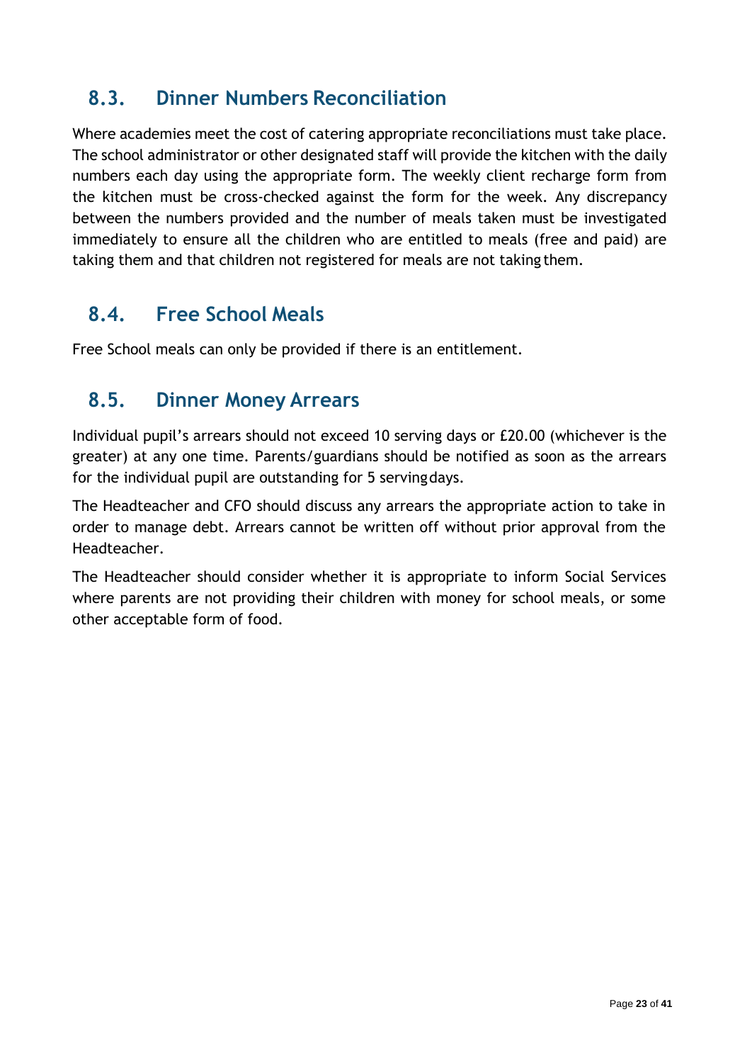## 8.3. Dinner Numbers Reconciliation

Where academies meet the cost of catering appropriate reconciliations must take place. The school administrator or other designated staff will provide the kitchen with the daily numbers each day using the appropriate form. The weekly client recharge form from the kitchen must be cross-checked against the form for the week. Any discrepancy between the numbers provided and the number of meals taken must be investigated immediately to ensure all the children who are entitled to meals (free and paid) are taking them and that children not registered for meals are not taking them.

## 8.4. Free School Meals

Free School meals can only be provided if there is an entitlement.

## 8.5. Dinner Money Arrears

Individual pupil's arrears should not exceed 10 serving days or £20.00 (whichever is the greater) at any one time. Parents/guardians should be notified as soon as the arrears for the individual pupil are outstanding for 5 serving days.

The Headteacher and CFO should discuss any arrears the appropriate action to take in order to manage debt. Arrears cannot be written off without prior approval from the Headteacher.

The Headteacher should consider whether it is appropriate to inform Social Services where parents are not providing their children with money for school meals, or some other acceptable form of food.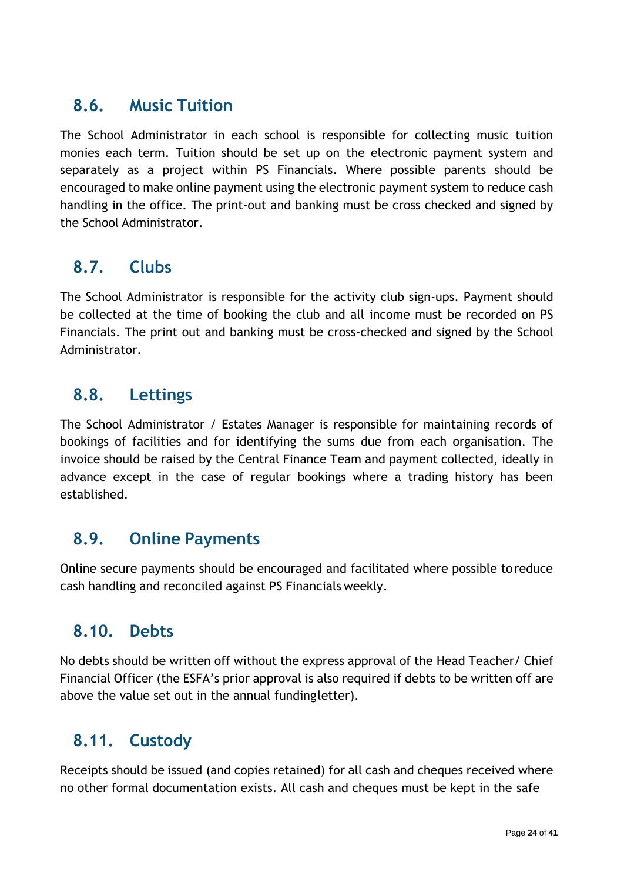## 8.6. Music Tuition

The School Administrator in each school is responsible for collecting music tuition monies each term. Tuition should be set up on the electronic payment system and separately as a project within PS Financials. Where possible parents should be encouraged to make online payment using the electronic payment system to reduce cash handling in the office. The print-out and banking must be cross checked and signed by the School Administrator.

## 8.7. Clubs

The School Administrator is responsible for the activity club sign-ups. Payment should be collected at the time of booking the club and all income must be recorded on PS Financials. The print out and banking must be cross-checked and signed by the School Administrator.

## 8.8. Lettings

The School Administrator / Estates Manager is responsible for maintaining records of bookings of facilities and for identifying the sums due from each organisation. The invoice should be raised by the Central Finance Team and payment collected, ideally in advance except in the case of regular bookings where a trading history has been established.

## 8.9. Online Payments

Online secure payments should be encouraged and facilitated where possible to reduce cash handling and reconciled against PS Financials weekly.

## 8.10. Debts

No debts should be written off without the express approval of the Head Teacher/ Chief Financial Officer (the ESFA's prior approval is also required if debts to be written off are above the value set out in the annual funding letter).

## 8.11. Custody

Receipts should be issued (and copies retained) for all cash and cheques received where no other formal documentation exists. All cash and cheques must be kept in the safe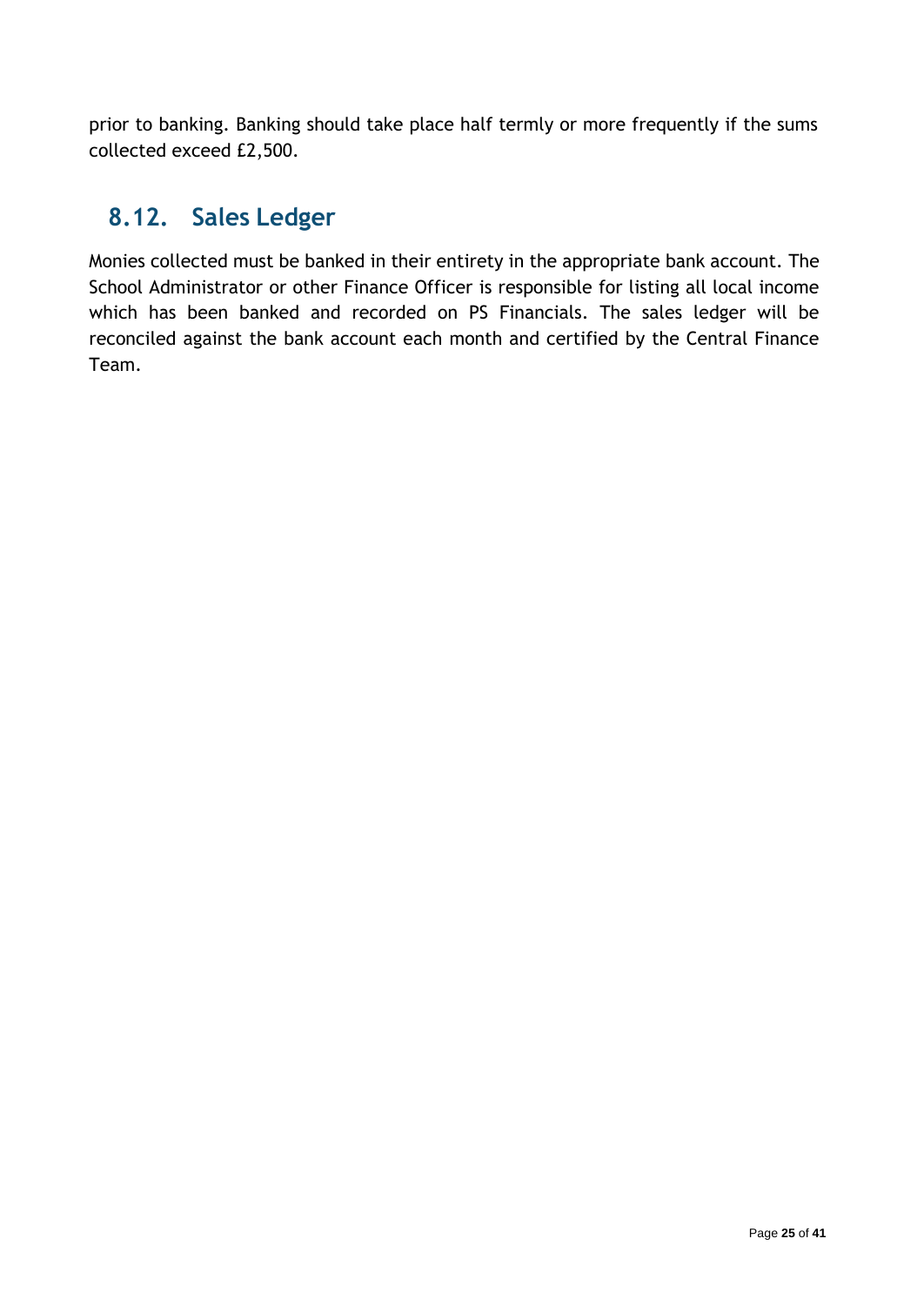prior to banking. Banking should take place half termly or more frequently if the sums collected exceed £2,500.

## 8.12. Sales Ledger

Monies collected must be banked in their entirety in the appropriate bank account. The School Administrator or other Finance Officer is responsible for listing all local income which has been banked and recorded on PS Financials. The sales ledger will be reconciled against the bank account each month and certified by the Central Finance Team.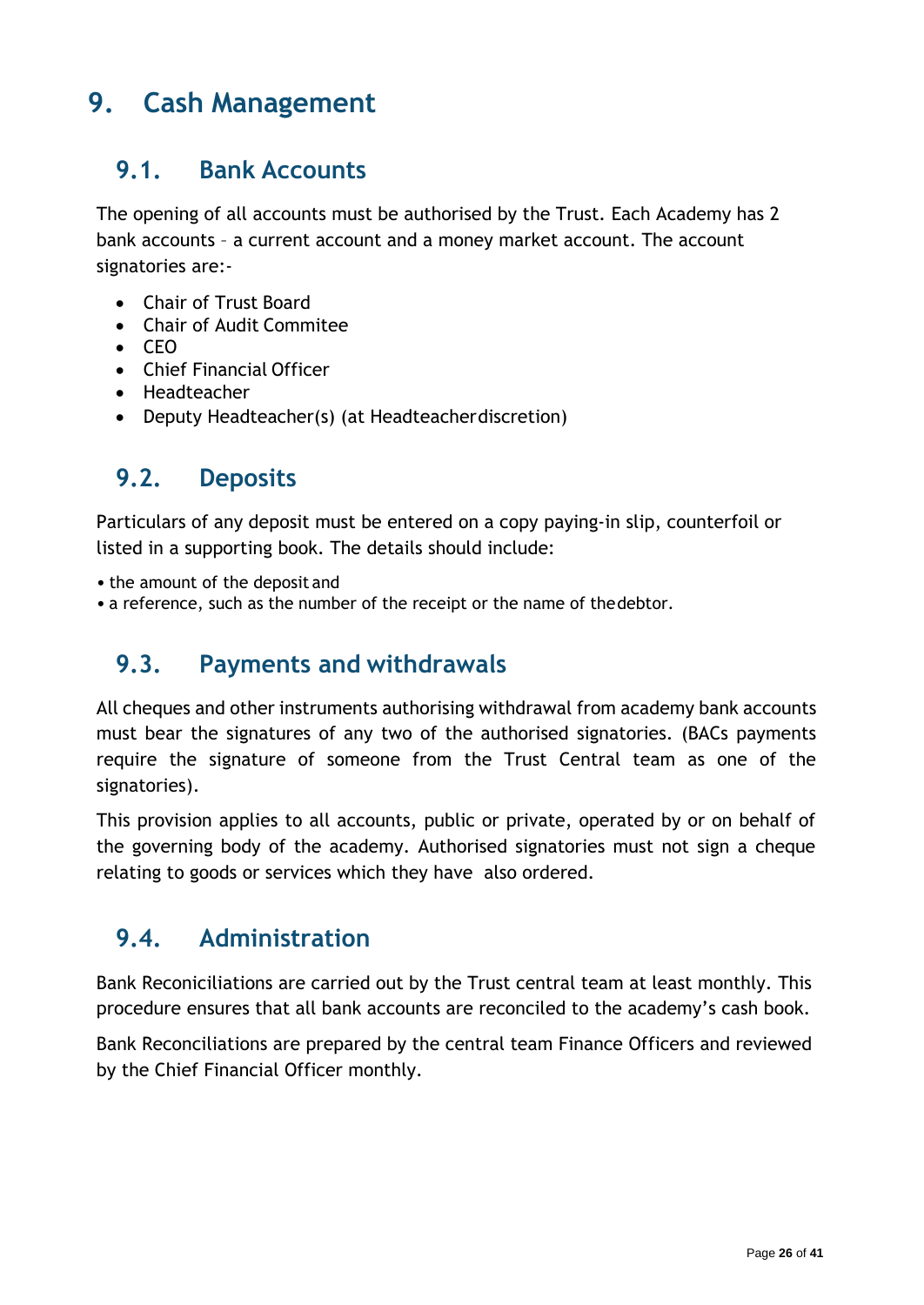# 9. Cash Management

## 9.1. Bank Accounts

The opening of all accounts must be authorised by the Trust. Each Academy has 2 bank accounts – a current account and a money market account. The account signatories are:-

- Chair of Trust Board
- Chair of Audit Commitee
- CEO
- Chief Financial Officer
- Headteacher
- Deputy Headteacher(s) (at Headteacher discretion)

## 9.2. Deposits

Particulars of any deposit must be entered on a copy paying-in slip, counterfoil or listed in a supporting book. The details should include:

- the amount of the deposit and
- a reference, such as the number of the receipt or the name of the debtor.

## 9.3. Payments and withdrawals

All cheques and other instruments authorising withdrawal from academy bank accounts must bear the signatures of any two of the authorised signatories. (BACs payments require the signature of someone from the Trust Central team as one of the signatories).

This provision applies to all accounts, public or private, operated by or on behalf of the governing body of the academy. Authorised signatories must not sign a cheque relating to goods or services which they have also ordered.

## 9.4. Administration

Bank Reconiciliations are carried out by the Trust central team at least monthly. This procedure ensures that all bank accounts are reconciled to the academy's cash book.

Bank Reconciliations are prepared by the central team Finance Officers and reviewed by the Chief Financial Officer monthly.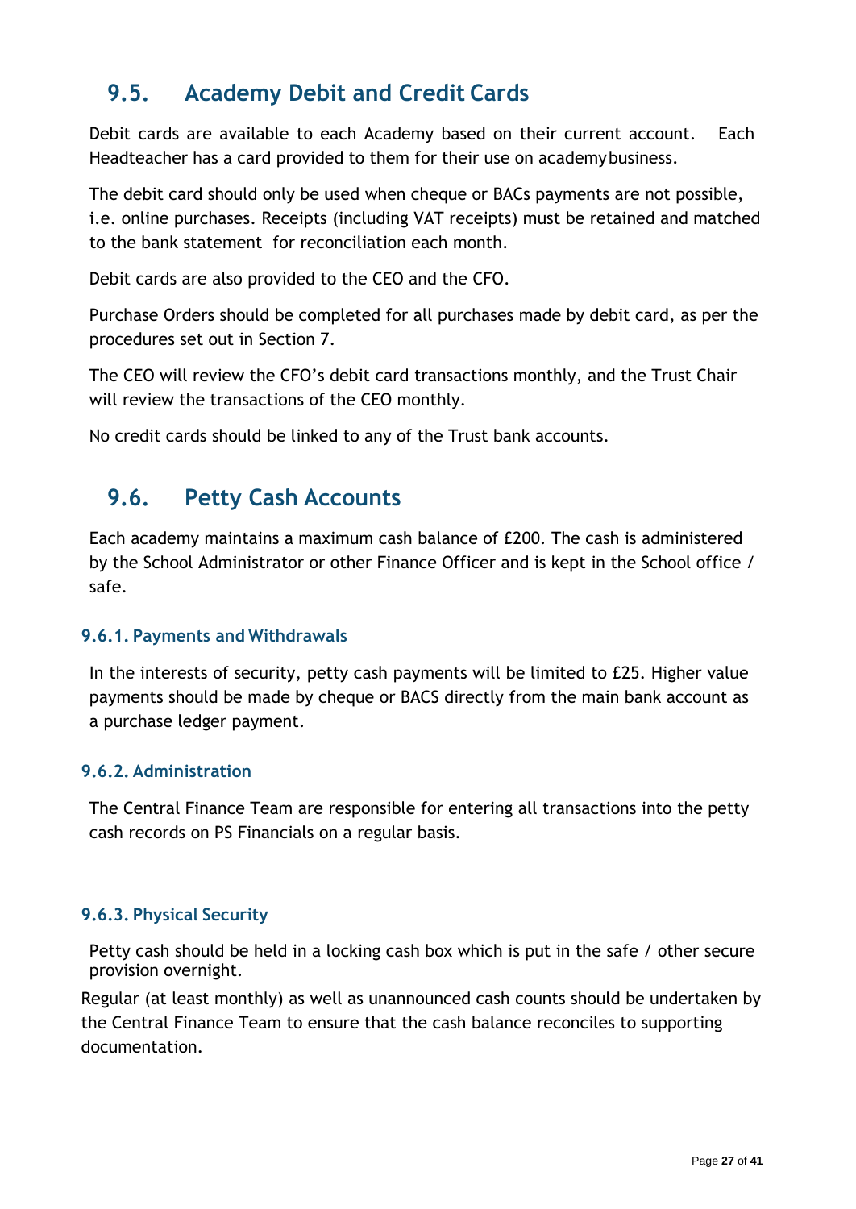## 9.5. Academy Debit and Credit Cards

Debit cards are available to each Academy based on their current account. Each Headteacher has a card provided to them for their use on academy business.

The debit card should only be used when cheque or BACs payments are not possible, i.e. online purchases. Receipts (including VAT receipts) must be retained and matched to the bank statement for reconciliation each month.

Debit cards are also provided to the CEO and the CFO.

Purchase Orders should be completed for all purchases made by debit card, as per the procedures set out in Section 7.

The CEO will review the CFO's debit card transactions monthly, and the Trust Chair will review the transactions of the CEO monthly.

No credit cards should be linked to any of the Trust bank accounts.

## 9.6. Petty Cash Accounts

Each academy maintains a maximum cash balance of £200. The cash is administered by the School Administrator or other Finance Officer and is kept in the School office / safe.

### 9.6.1. Payments and Withdrawals

In the interests of security, petty cash payments will be limited to £25. Higher value payments should be made by cheque or BACS directly from the main bank account as a purchase ledger payment.

### 9.6.2. Administration

The Central Finance Team are responsible for entering all transactions into the petty cash records on PS Financials on a regular basis.

### 9.6.3. Physical Security

Petty cash should be held in a locking cash box which is put in the safe / other secure provision overnight.

Regular (at least monthly) as well as unannounced cash counts should be undertaken by the Central Finance Team to ensure that the cash balance reconciles to supporting documentation.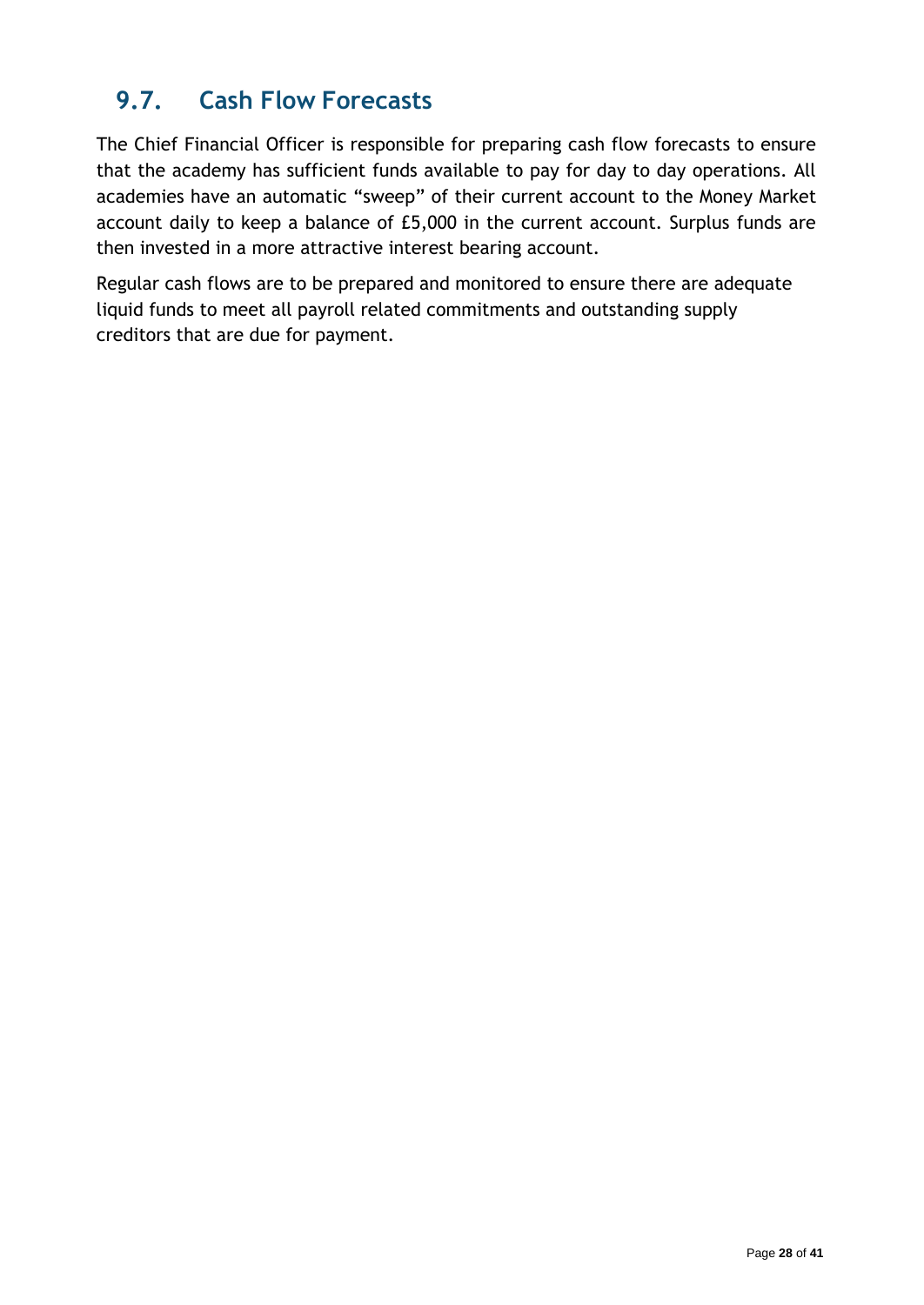## 9.7. Cash Flow Forecasts

The Chief Financial Officer is responsible for preparing cash flow forecasts to ensure that the academy has sufficient funds available to pay for day to day operations. All academies have an automatic "sweep" of their current account to the Money Market account daily to keep a balance of £5,000 in the current account. Surplus funds are then invested in a more attractive interest bearing account.

Regular cash flows are to be prepared and monitored to ensure there are adequate liquid funds to meet all payroll related commitments and outstanding supply creditors that are due for payment.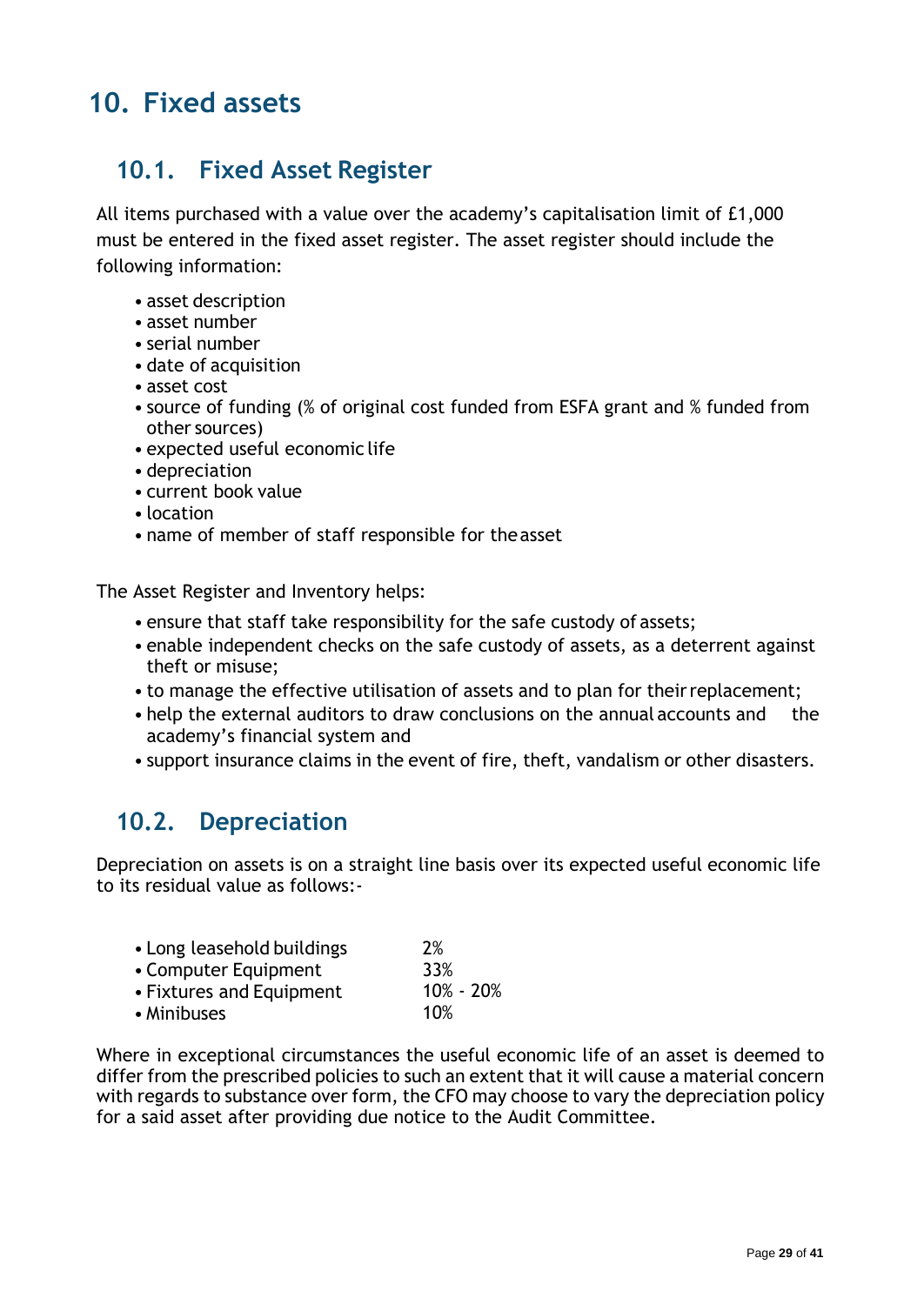# 10. Fixed assets

## 10.1. Fixed Asset Register

All items purchased with a value over the academy's capitalisation limit of £1,000 must be entered in the fixed asset register. The asset register should include the following information:

- asset description
- asset number
- serial number
- date of acquisition
- asset cost
- source of funding (% of original cost funded from ESFA grant and % funded from other sources)
- expected useful economic life
- depreciation
- current book value
- location
- name of member of staff responsible for the asset

The Asset Register and Inventory helps:

- ensure that staff take responsibility for the safe custody of assets;
- enable independent checks on the safe custody of assets, as a deterrent against theft or misuse;
- to manage the effective utilisation of assets and to plan for their replacement;
- help the external auditors to draw conclusions on the annual accounts and the academy's financial system and
- support insurance claims in the event of fire, theft, vandalism or other disasters.

## 10.2. Depreciation

Depreciation on assets is on a straight line basis over its expected useful economic life to its residual value as follows:-

| | |
|---|---|
| • Long leasehold buildings | 2% |
| • Computer Equipment | 33% |
| • Fixtures and Equipment | 10% - 20% |
| • Minibuses | 10% |

Where in exceptional circumstances the useful economic life of an asset is deemed to differ from the prescribed policies to such an extent that it will cause a material concern with regards to substance over form, the CFO may choose to vary the depreciation policy for a said asset after providing due notice to the Audit Committee.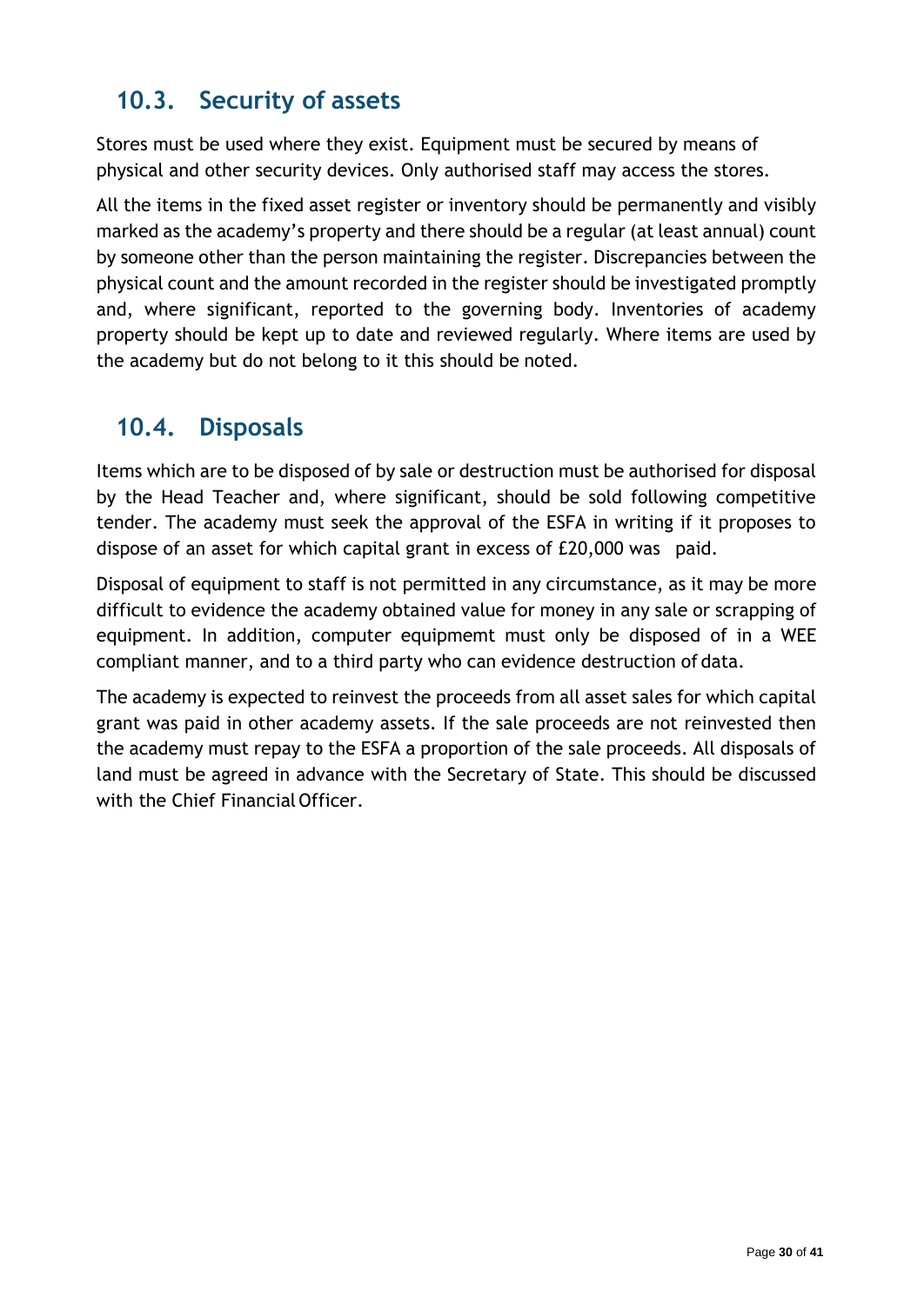## 10.3. Security of assets

Stores must be used where they exist. Equipment must be secured by means of physical and other security devices. Only authorised staff may access the stores.

All the items in the fixed asset register or inventory should be permanently and visibly marked as the academy's property and there should be a regular (at least annual) count by someone other than the person maintaining the register. Discrepancies between the physical count and the amount recorded in the register should be investigated promptly and, where significant, reported to the governing body. Inventories of academy property should be kept up to date and reviewed regularly. Where items are used by the academy but do not belong to it this should be noted.

## 10.4. Disposals

Items which are to be disposed of by sale or destruction must be authorised for disposal by the Head Teacher and, where significant, should be sold following competitive tender. The academy must seek the approval of the ESFA in writing if it proposes to dispose of an asset for which capital grant in excess of £20,000 was paid.

Disposal of equipment to staff is not permitted in any circumstance, as it may be more difficult to evidence the academy obtained value for money in any sale or scrapping of equipment. In addition, computer equipmemt must only be disposed of in a WEE compliant manner, and to a third party who can evidence destruction of data.

The academy is expected to reinvest the proceeds from all asset sales for which capital grant was paid in other academy assets. If the sale proceeds are not reinvested then the academy must repay to the ESFA a proportion of the sale proceeds. All disposals of land must be agreed in advance with the Secretary of State. This should be discussed with the Chief Financial Officer.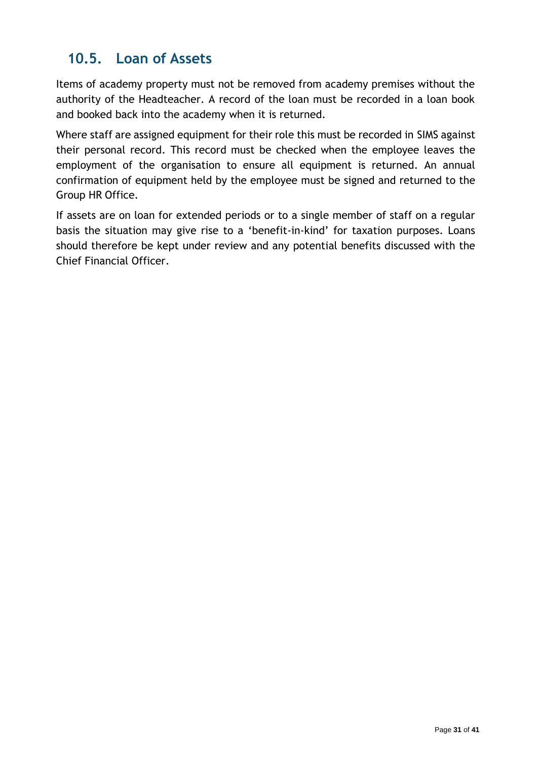## 10.5. Loan of Assets

Items of academy property must not be removed from academy premises without the authority of the Headteacher. A record of the loan must be recorded in a loan book and booked back into the academy when it is returned.

Where staff are assigned equipment for their role this must be recorded in SIMS against their personal record. This record must be checked when the employee leaves the employment of the organisation to ensure all equipment is returned. An annual confirmation of equipment held by the employee must be signed and returned to the Group HR Office.

If assets are on loan for extended periods or to a single member of staff on a regular basis the situation may give rise to a 'benefit-in-kind' for taxation purposes. Loans should therefore be kept under review and any potential benefits discussed with the Chief Financial Officer.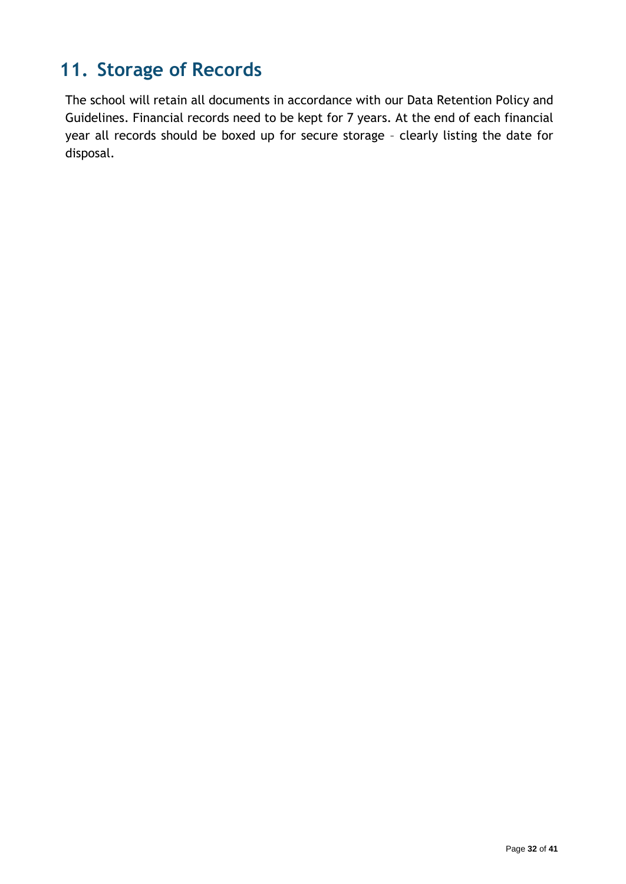## 11. Storage of Records

The school will retain all documents in accordance with our Data Retention Policy and Guidelines. Financial records need to be kept for 7 years. At the end of each financial year all records should be boxed up for secure storage – clearly listing the date for disposal.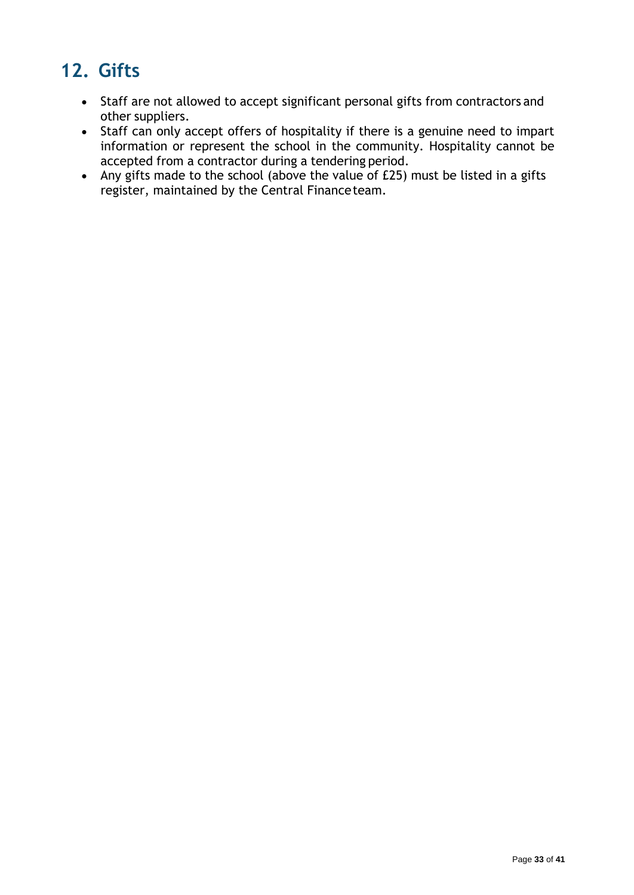## 12. Gifts

- Staff are not allowed to accept significant personal gifts from contractors and other suppliers.
- Staff can only accept offers of hospitality if there is a genuine need to impart information or represent the school in the community. Hospitality cannot be accepted from a contractor during a tendering period.
- Any gifts made to the school (above the value of £25) must be listed in a gifts register, maintained by the Central Finance team.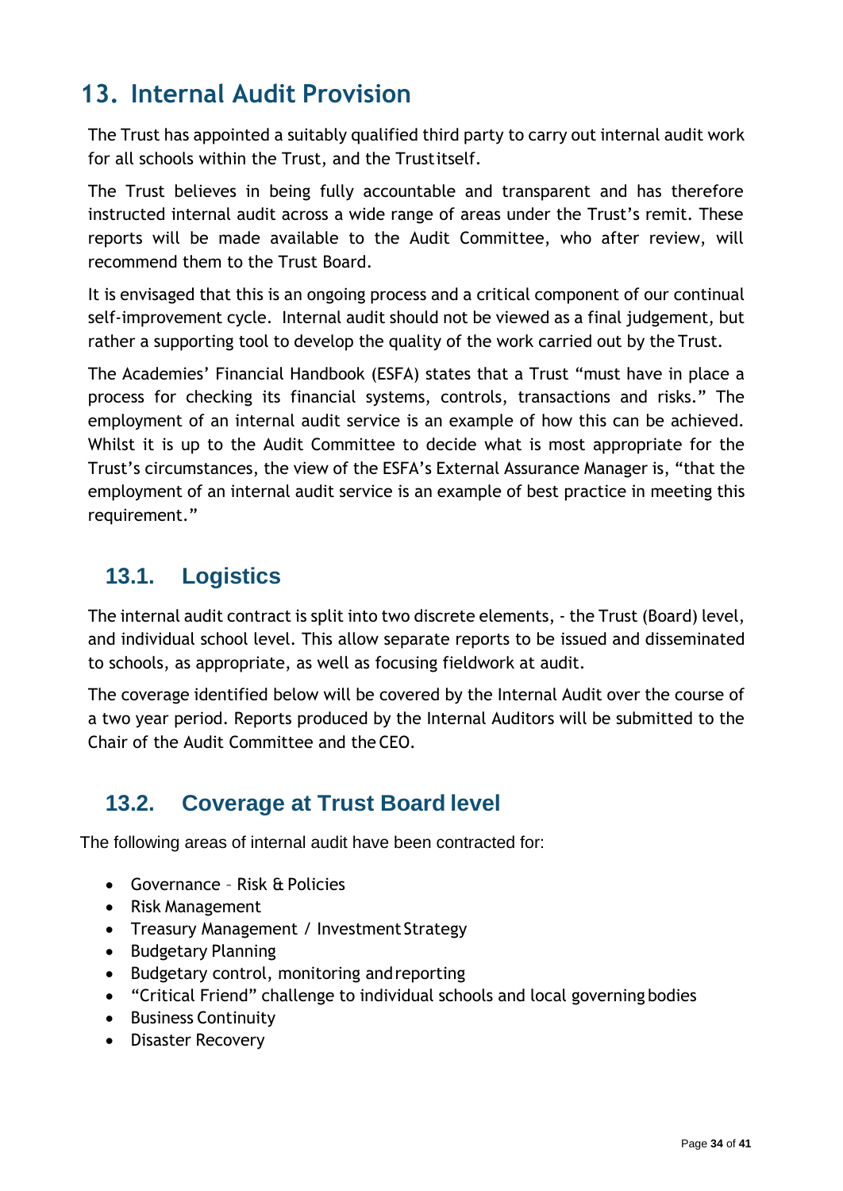## 13. Internal Audit Provision

The Trust has appointed a suitably qualified third party to carry out internal audit work for all schools within the Trust, and the Trust itself.

The Trust believes in being fully accountable and transparent and has therefore instructed internal audit across a wide range of areas under the Trust's remit. These reports will be made available to the Audit Committee, who after review, will recommend them to the Trust Board.

It is envisaged that this is an ongoing process and a critical component of our continual self-improvement cycle. Internal audit should not be viewed as a final judgement, but rather a supporting tool to develop the quality of the work carried out by the Trust.

The Academies' Financial Handbook (ESFA) states that a Trust "must have in place a process for checking its financial systems, controls, transactions and risks." The employment of an internal audit service is an example of how this can be achieved. Whilst it is up to the Audit Committee to decide what is most appropriate for the Trust's circumstances, the view of the ESFA's External Assurance Manager is, "that the employment of an internal audit service is an example of best practice in meeting this requirement."

### 13.1. Logistics

The internal audit contract is split into two discrete elements, - the Trust (Board) level, and individual school level. This allow separate reports to be issued and disseminated to schools, as appropriate, as well as focusing fieldwork at audit.

The coverage identified below will be covered by the Internal Audit over the course of a two year period. Reports produced by the Internal Auditors will be submitted to the Chair of the Audit Committee and the CEO.

### 13.2. Coverage at Trust Board level

The following areas of internal audit have been contracted for:

- Governance – Risk & Policies
- Risk Management
- Treasury Management / Investment Strategy
- Budgetary Planning
- Budgetary control, monitoring and reporting
- "Critical Friend" challenge to individual schools and local governing bodies
- Business Continuity
- Disaster Recovery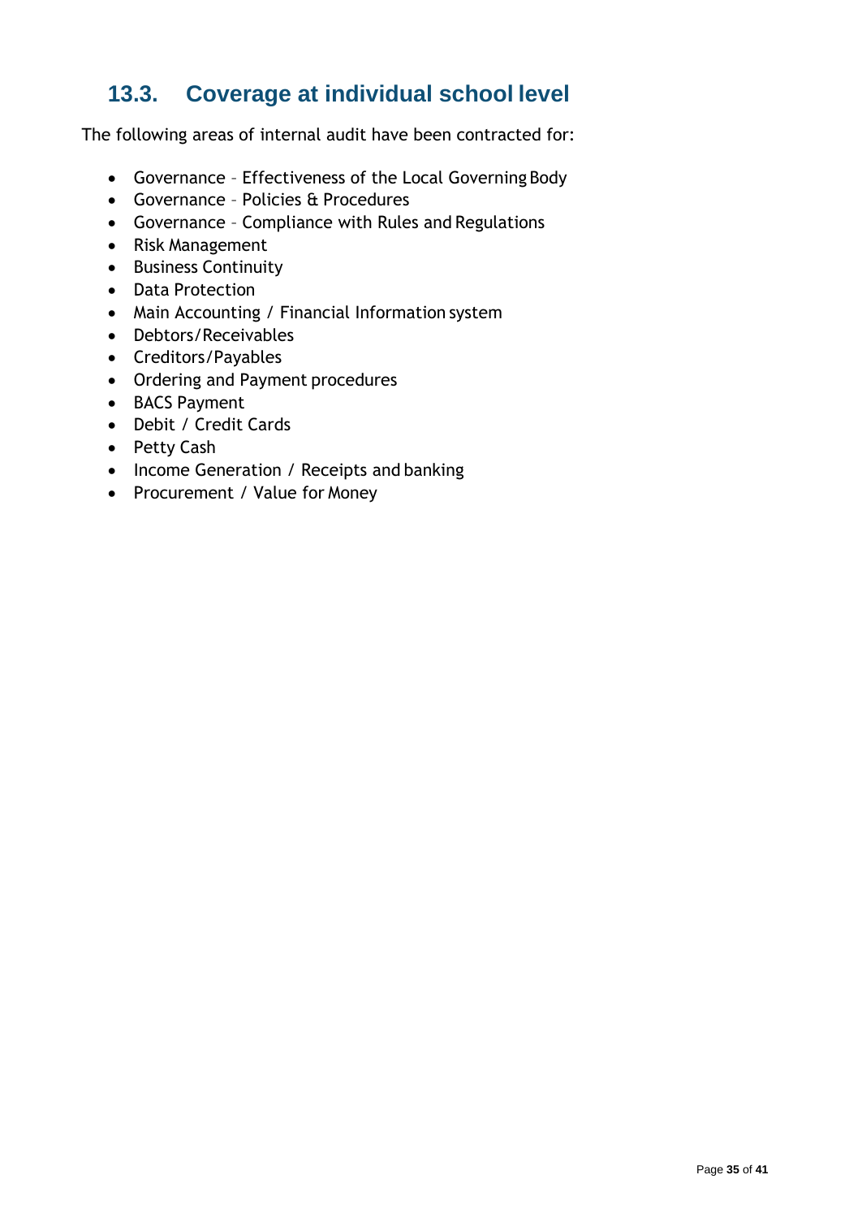## 13.3. Coverage at individual school level

The following areas of internal audit have been contracted for:

- Governance – Effectiveness of the Local Governing Body
- Governance – Policies & Procedures
- Governance – Compliance with Rules and Regulations
- Risk Management
- Business Continuity
- Data Protection
- Main Accounting / Financial Information system
- Debtors/Receivables
- Creditors/Payables
- Ordering and Payment procedures
- BACS Payment
- Debit / Credit Cards
- Petty Cash
- Income Generation / Receipts and banking
- Procurement / Value for Money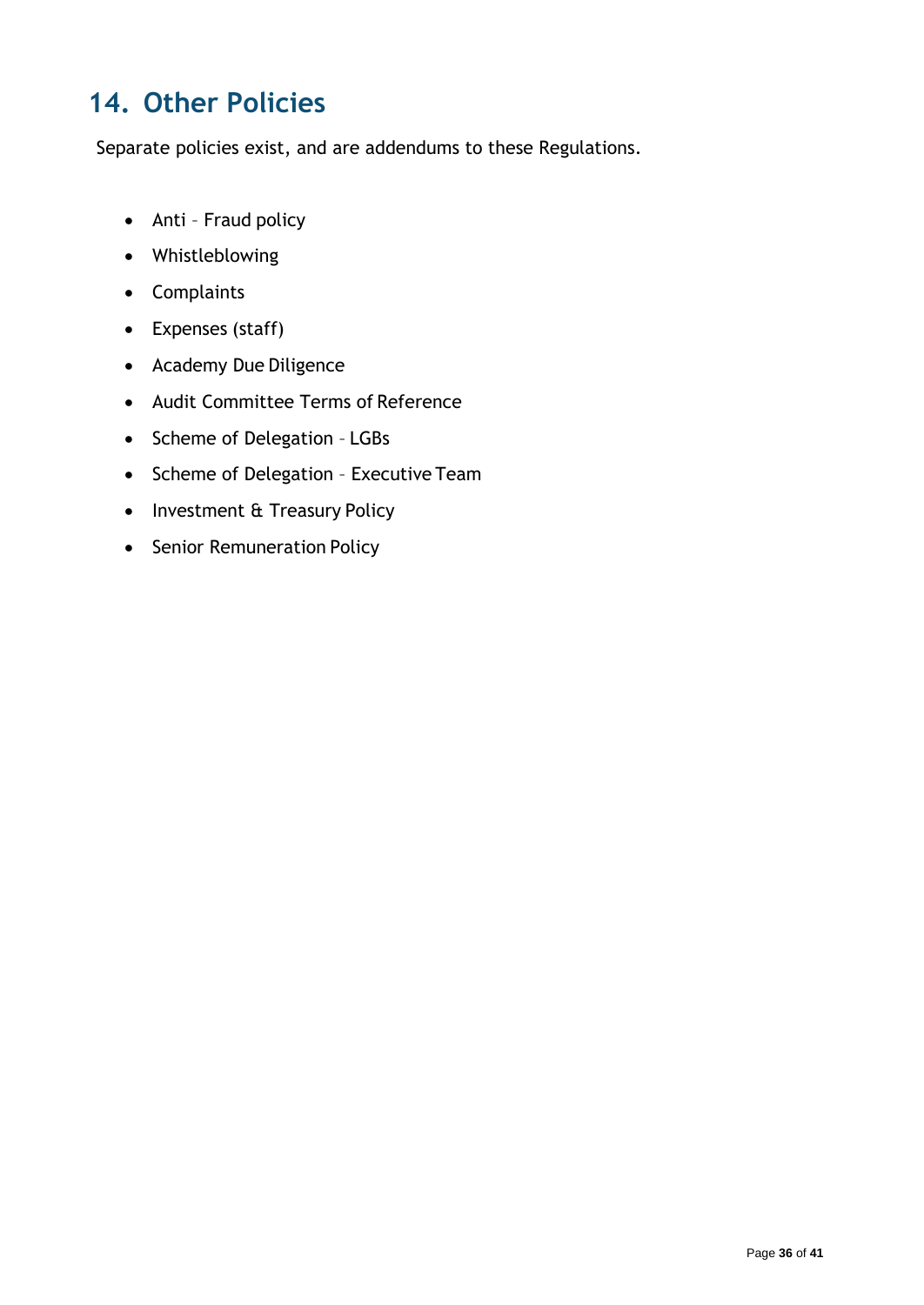## 14. Other Policies

Separate policies exist, and are addendums to these Regulations.

- Anti – Fraud policy
- Whistleblowing
- Complaints
- Expenses (staff)
- Academy Due Diligence
- Audit Committee Terms of Reference
- Scheme of Delegation – LGBs
- Scheme of Delegation – Executive Team
- Investment & Treasury Policy
- Senior Remuneration Policy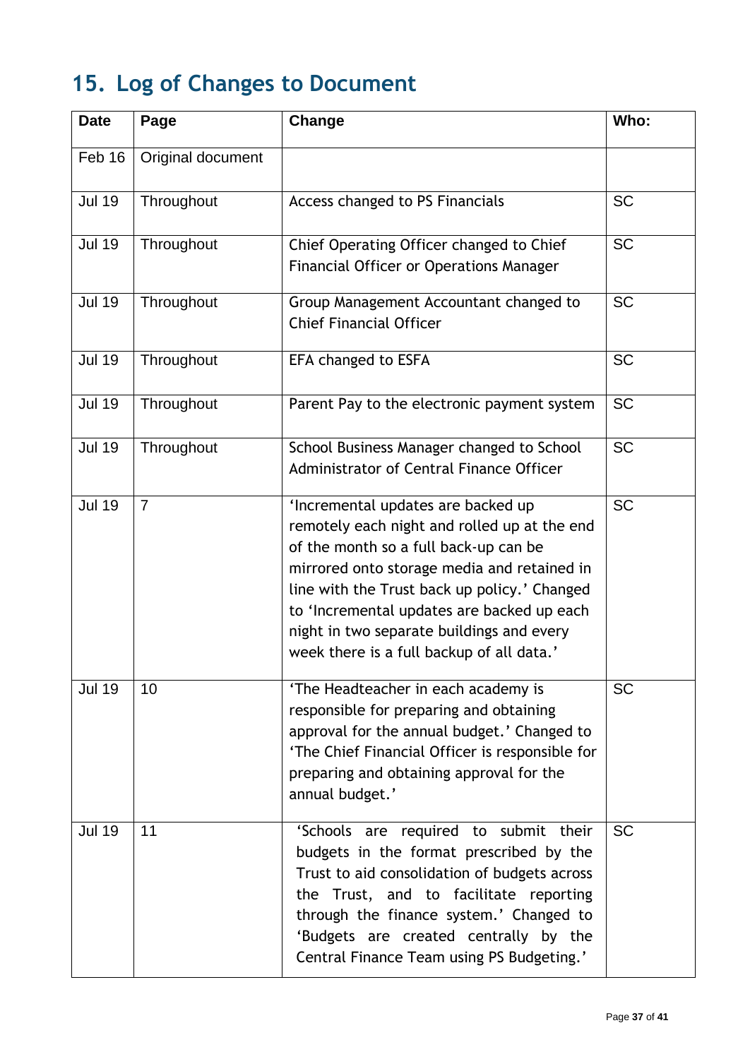## 15. Log of Changes to Document

| Date | Page | Change | Who: |
|---|---|---|---|
| Feb 16 | Original document | | |
| Jul 19 | Throughout | Access changed to PS Financials | SC |
| Jul 19 | Throughout | Chief Operating Officer changed to Chief Financial Officer or Operations Manager | SC |
| Jul 19 | Throughout | Group Management Accountant changed to Chief Financial Officer | SC |
| Jul 19 | Throughout | EFA changed to ESFA | SC |
| Jul 19 | Throughout | Parent Pay to the electronic payment system | SC |
| Jul 19 | Throughout | School Business Manager changed to School Administrator of Central Finance Officer | SC |
| Jul 19 | 7 | 'Incremental updates are backed up remotely each night and rolled up at the end of the month so a full back-up can be mirrored onto storage media and retained in line with the Trust back up policy.' Changed to 'Incremental updates are backed up each night in two separate buildings and every week there is a full backup of all data.' | SC |
| Jul 19 | 10 | 'The Headteacher in each academy is responsible for preparing and obtaining approval for the annual budget.' Changed to 'The Chief Financial Officer is responsible for preparing and obtaining approval for the annual budget.' | SC |
| Jul 19 | 11 | 'Schools are required to submit their budgets in the format prescribed by the Trust to aid consolidation of budgets across the Trust, and to facilitate reporting through the finance system.' Changed to 'Budgets are created centrally by the Central Finance Team using PS Budgeting.' | SC |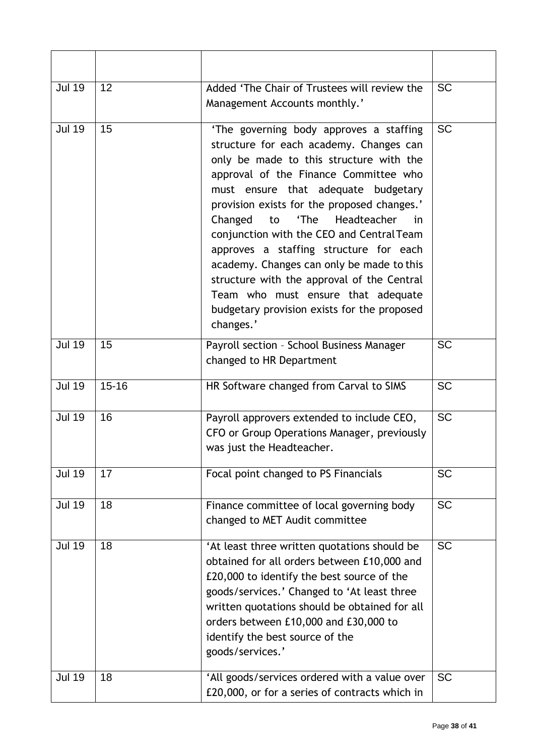| | | | |
|---|---|---|---|
| Jul 19 | 12 | Added 'The Chair of Trustees will review the Management Accounts monthly.' | SC |
| Jul 19 | 15 | 'The governing body approves a staffing structure for each academy. Changes can only be made to this structure with the approval of the Finance Committee who must ensure that adequate budgetary provision exists for the proposed changes.' Changed to 'The Headteacher in conjunction with the CEO and Central Team approves a staffing structure for each academy. Changes can only be made to this structure with the approval of the Central Team who must ensure that adequate budgetary provision exists for the proposed changes.' | SC |
| Jul 19 | 15 | Payroll section – School Business Manager changed to HR Department | SC |
| Jul 19 | 15-16 | HR Software changed from Carval to SIMS | SC |
| Jul 19 | 16 | Payroll approvers extended to include CEO, CFO or Group Operations Manager, previously was just the Headteacher. | SC |
| Jul 19 | 17 | Focal point changed to PS Financials | SC |
| Jul 19 | 18 | Finance committee of local governing body changed to MET Audit committee | SC |
| Jul 19 | 18 | 'At least three written quotations should be obtained for all orders between £10,000 and £20,000 to identify the best source of the goods/services.' Changed to 'At least three written quotations should be obtained for all orders between £10,000 and £30,000 to identify the best source of the goods/services.' | SC |
| Jul 19 | 18 | 'All goods/services ordered with a value over £20,000, or for a series of contracts which in | SC |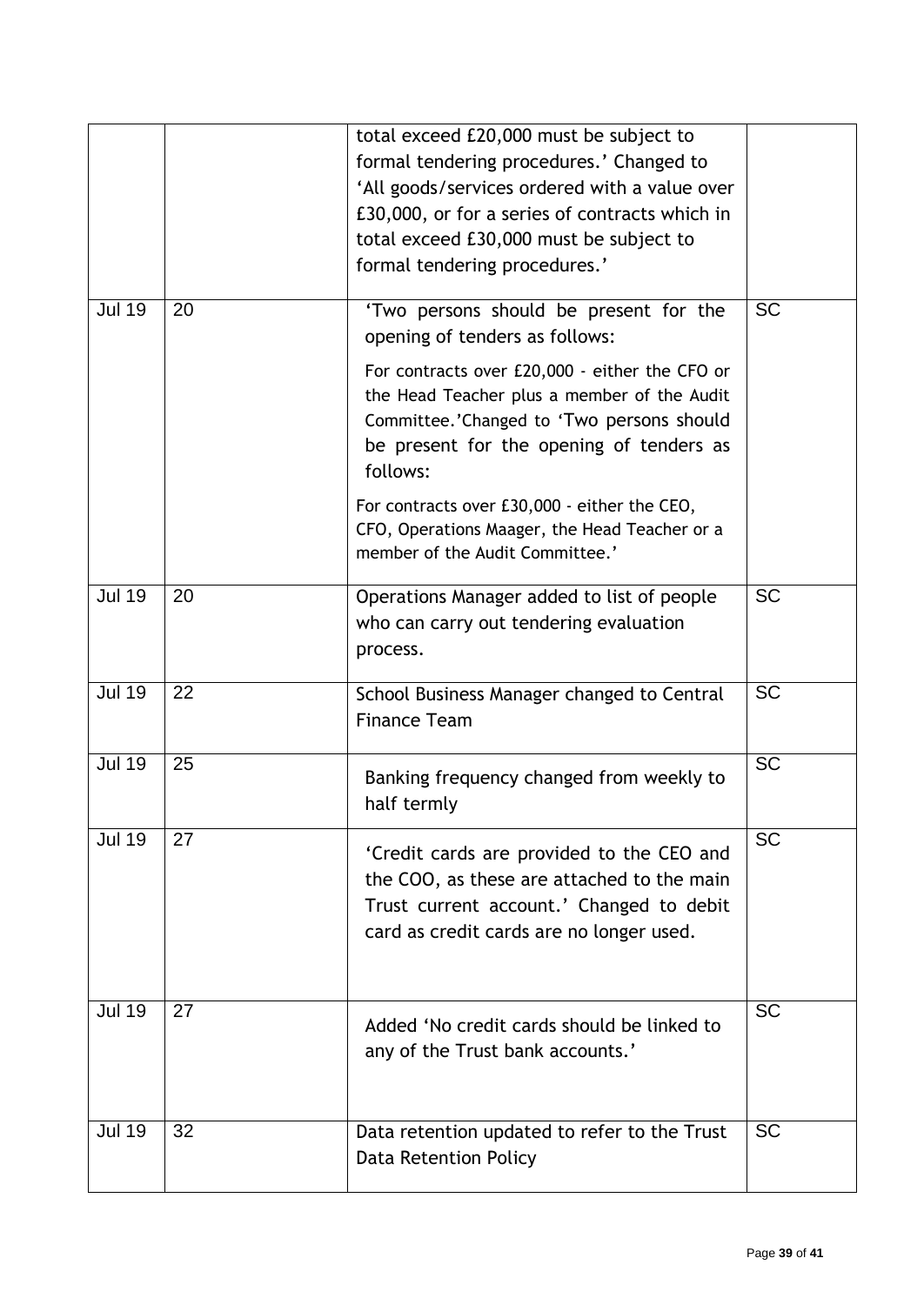| | | total exceed £20,000 must be subject to formal tendering procedures.' Changed to 'All goods/services ordered with a value over £30,000, or for a series of contracts which in total exceed £30,000 must be subject to formal tendering procedures.' | |
|---|---|---|---|
| Jul 19 | 20 | 'Two persons should be present for the opening of tenders as follows:<br><br>For contracts over £20,000 - either the CFO or the Head Teacher plus a member of the Audit Committee.'Changed to 'Two persons should be present for the opening of tenders as follows:<br><br>For contracts over £30,000 - either the CEO, CFO, Operations Maager, the Head Teacher or a member of the Audit Committee.' | SC |
| Jul 19 | 20 | Operations Manager added to list of people who can carry out tendering evaluation process. | SC |
| Jul 19 | 22 | School Business Manager changed to Central Finance Team | SC |
| Jul 19 | 25 | Banking frequency changed from weekly to half termly | SC |
| Jul 19 | 27 | 'Credit cards are provided to the CEO and the COO, as these are attached to the main Trust current account.' Changed to debit card as credit cards are no longer used. | SC |
| Jul 19 | 27 | Added 'No credit cards should be linked to any of the Trust bank accounts.' | SC |
| Jul 19 | 32 | Data retention updated to refer to the Trust Data Retention Policy | SC |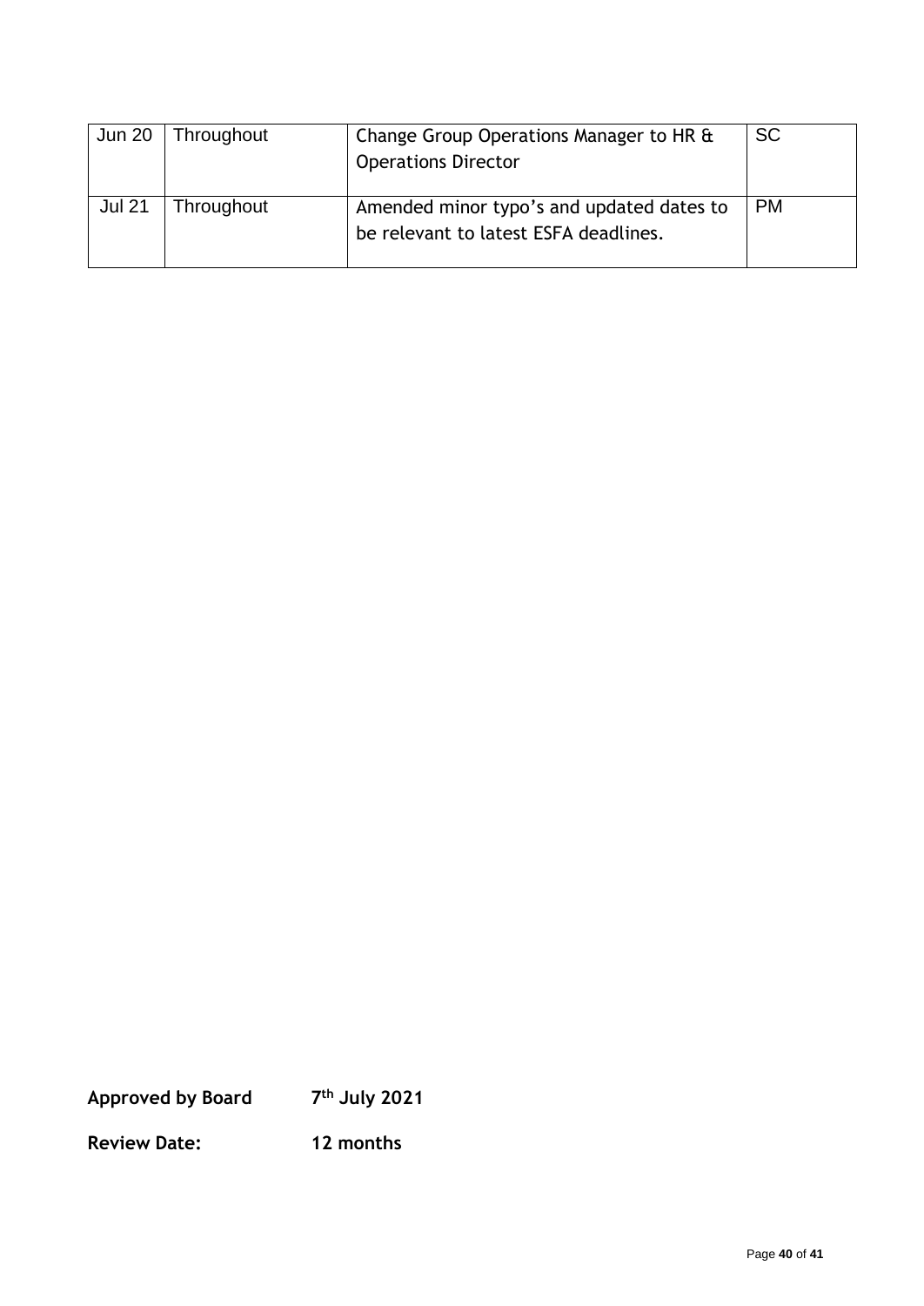| Jun 20 | Throughout | Change Group Operations Manager to HR & Operations Director | SC |
|---|---|---|---|
| Jul 21 | Throughout | Amended minor typo's and updated dates to be relevant to latest ESFA deadlines. | PM |

**Approved by Board** **7th July 2021**

**Review Date:** **12 months**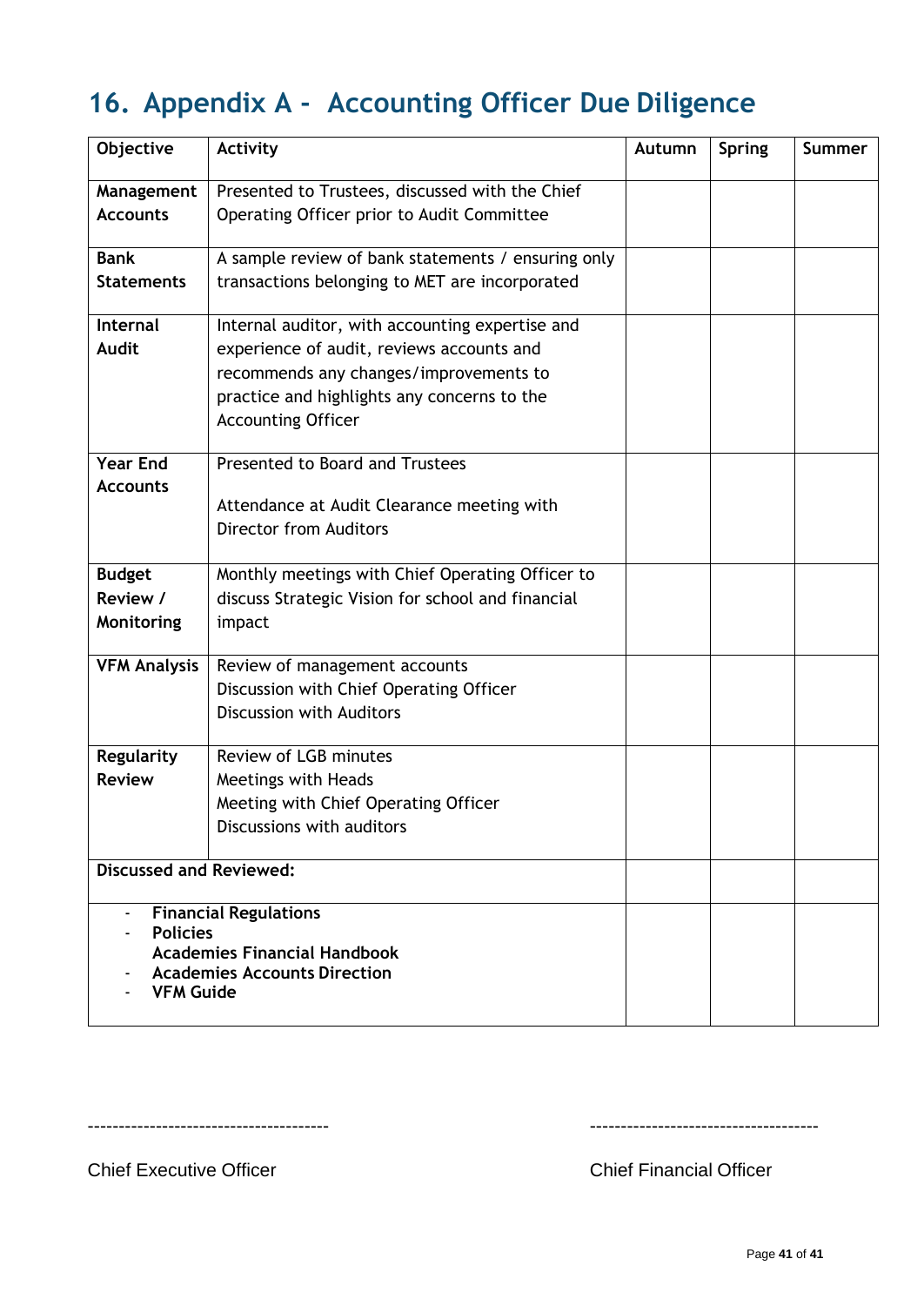# 16. Appendix A - Accounting Officer Due Diligence

| Objective | Activity | Autumn | Spring | Summer |
|---|---|---|---|---|
| **Management Accounts** | Presented to Trustees, discussed with the Chief Operating Officer prior to Audit Committee | | | |
| **Bank Statements** | A sample review of bank statements / ensuring only transactions belonging to MET are incorporated | | | |
| **Internal Audit** | Internal auditor, with accounting expertise and experience of audit, reviews accounts and recommends any changes/improvements to practice and highlights any concerns to the Accounting Officer | | | |
| **Year End Accounts** | Presented to Board and Trustees<br><br>Attendance at Audit Clearance meeting with Director from Auditors | | | |
| **Budget Review / Monitoring** | Monthly meetings with Chief Operating Officer to discuss Strategic Vision for school and financial impact | | | |
| **VFM Analysis** | Review of management accounts<br>Discussion with Chief Operating Officer<br>Discussion with Auditors | | | |
| **Regularity Review** | Review of LGB minutes<br>Meetings with Heads<br>Meeting with Chief Operating Officer<br>Discussions with auditors | | | |
| **Discussed and Reviewed:** | | | | |
| - **Financial Regulations**<br>- **Policies**<br>**Academies Financial Handbook**<br>- **Academies Accounts Direction**<br>- **VFM Guide** | | | | |

---------------------------------------

Chief Executive Officer

-------------------------------------

Chief Financial Officer